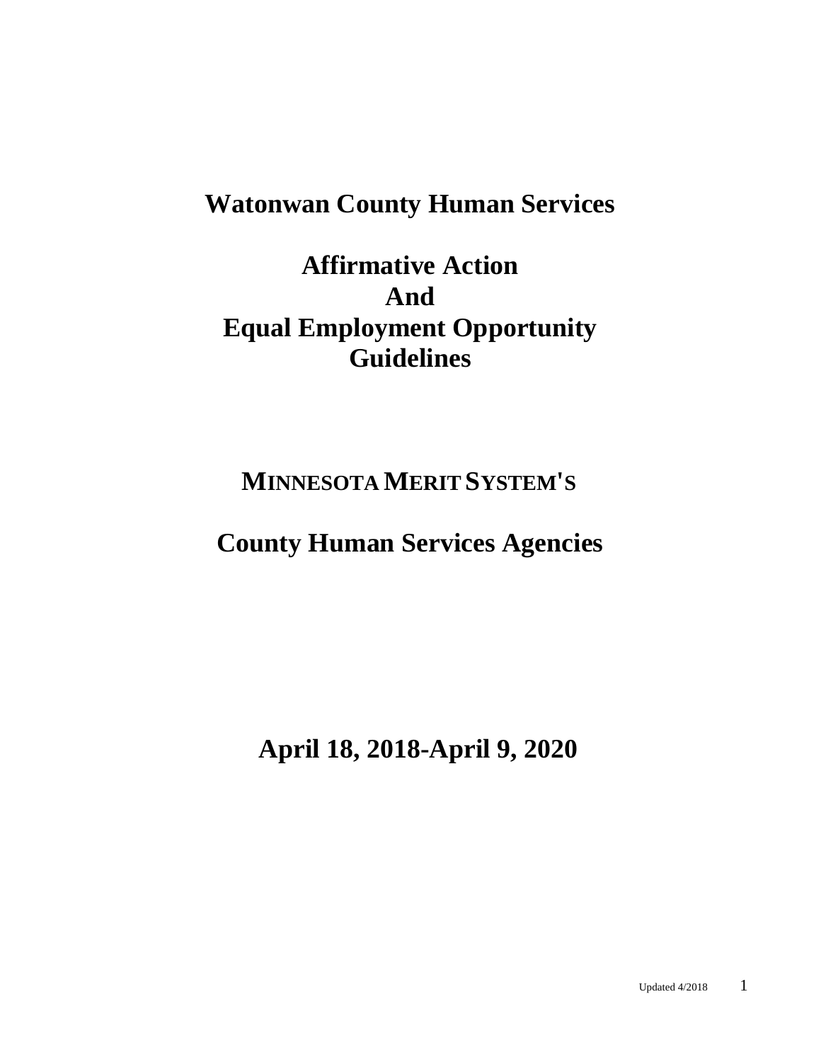# Watonwan County Human Services

# Affirmative Action And Equal Employment Opportunity Guidelines

## MINNESOTA MERIT SYSTEM'S

## County Human Services Agencies

## April 18, 2018-April 9, 2020

Updated 4/2018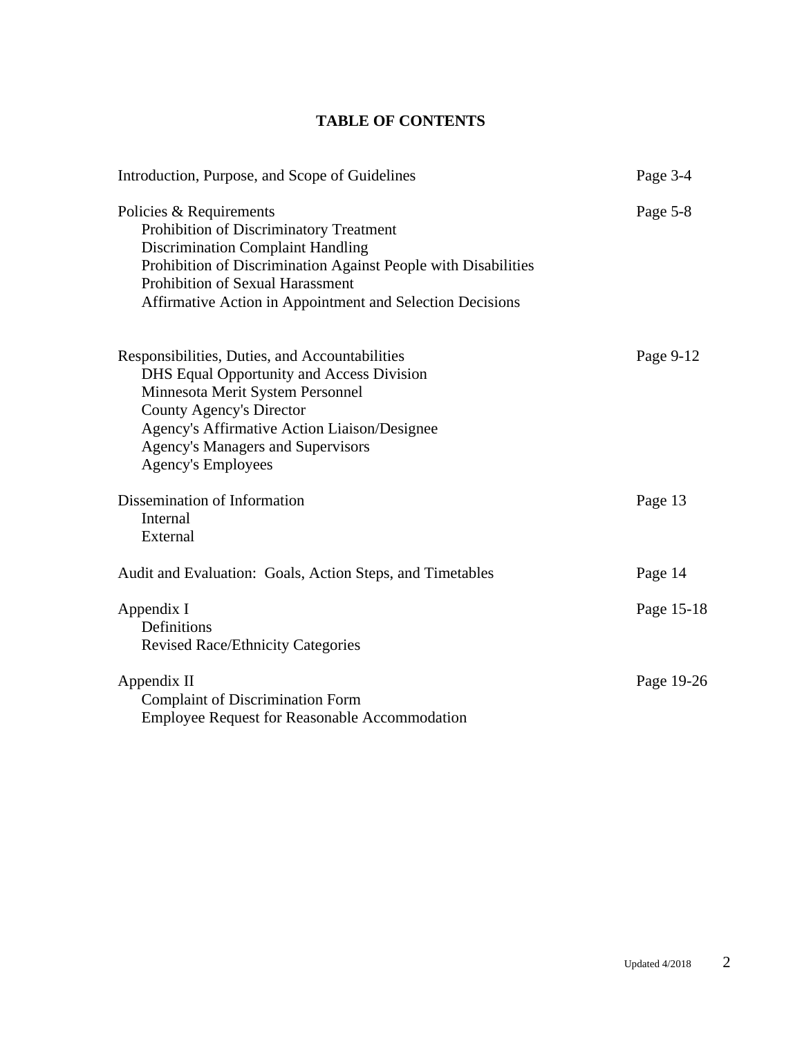# TABLE OF CONTENTS

| | |
|---|---|
| Introduction, Purpose, and Scope of Guidelines | Page 3-4 |
| Policies & Requirements<br>Prohibition of Discriminatory Treatment<br>Discrimination Complaint Handling<br>Prohibition of Discrimination Against People with Disabilities<br>Prohibition of Sexual Harassment<br>Affirmative Action in Appointment and Selection Decisions | Page 5-8 |
| Responsibilities, Duties, and Accountabilities<br>DHS Equal Opportunity and Access Division<br>Minnesota Merit System Personnel<br>County Agency's Director<br>Agency's Affirmative Action Liaison/Designee<br>Agency's Managers and Supervisors<br>Agency's Employees | Page 9-12 |
| Dissemination of Information<br>Internal<br>External | Page 13 |
| Audit and Evaluation: Goals, Action Steps, and Timetables | Page 14 |
| Appendix I<br>Definitions<br>Revised Race/Ethnicity Categories | Page 15-18 |
| Appendix II<br>Complaint of Discrimination Form<br>Employee Request for Reasonable Accommodation | Page 19-26 |

Updated 4/2018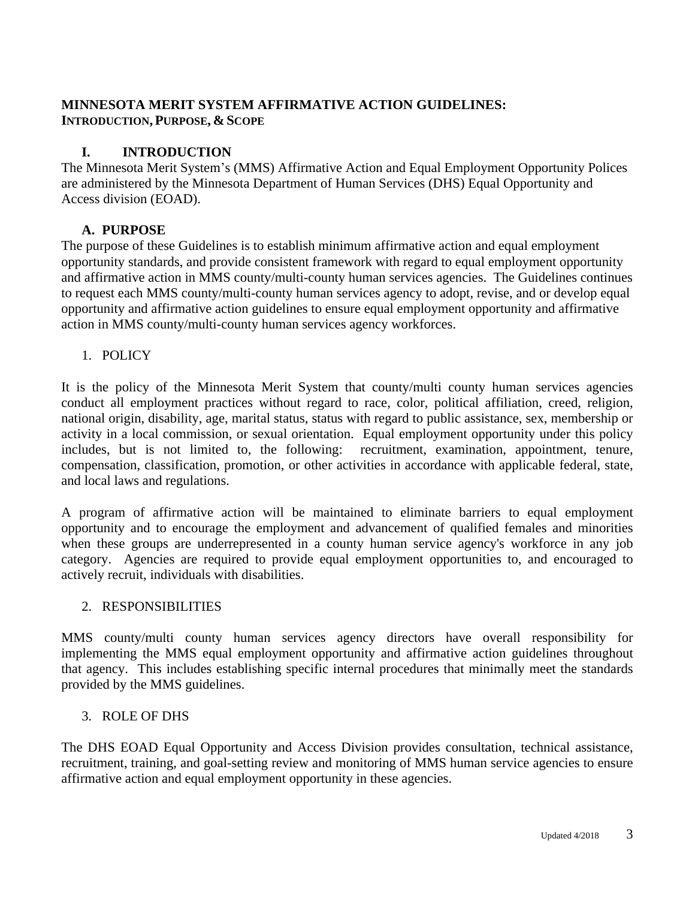# MINNESOTA MERIT SYSTEM AFFIRMATIVE ACTION GUIDELINES:
**INTRODUCTION, PURPOSE, & SCOPE**

## I. INTRODUCTION

The Minnesota Merit System's (MMS) Affirmative Action and Equal Employment Opportunity Polices are administered by the Minnesota Department of Human Services (DHS) Equal Opportunity and Access division (EOAD).

### A. PURPOSE

The purpose of these Guidelines is to establish minimum affirmative action and equal employment opportunity standards, and provide consistent framework with regard to equal employment opportunity and affirmative action in MMS county/multi-county human services agencies. The Guidelines continues to request each MMS county/multi-county human services agency to adopt, revise, and or develop equal opportunity and affirmative action guidelines to ensure equal employment opportunity and affirmative action in MMS county/multi-county human services agency workforces.

1. POLICY

It is the policy of the Minnesota Merit System that county/multi county human services agencies conduct all employment practices without regard to race, color, political affiliation, creed, religion, national origin, disability, age, marital status, status with regard to public assistance, sex, membership or activity in a local commission, or sexual orientation. Equal employment opportunity under this policy includes, but is not limited to, the following: recruitment, examination, appointment, tenure, compensation, classification, promotion, or other activities in accordance with applicable federal, state, and local laws and regulations.

A program of affirmative action will be maintained to eliminate barriers to equal employment opportunity and to encourage the employment and advancement of qualified females and minorities when these groups are underrepresented in a county human service agency's workforce in any job category. Agencies are required to provide equal employment opportunities to, and encouraged to actively recruit, individuals with disabilities.

2. RESPONSIBILITIES

MMS county/multi county human services agency directors have overall responsibility for implementing the MMS equal employment opportunity and affirmative action guidelines throughout that agency. This includes establishing specific internal procedures that minimally meet the standards provided by the MMS guidelines.

3. ROLE OF DHS

The DHS EOAD Equal Opportunity and Access Division provides consultation, technical assistance, recruitment, training, and goal-setting review and monitoring of MMS human service agencies to ensure affirmative action and equal employment opportunity in these agencies.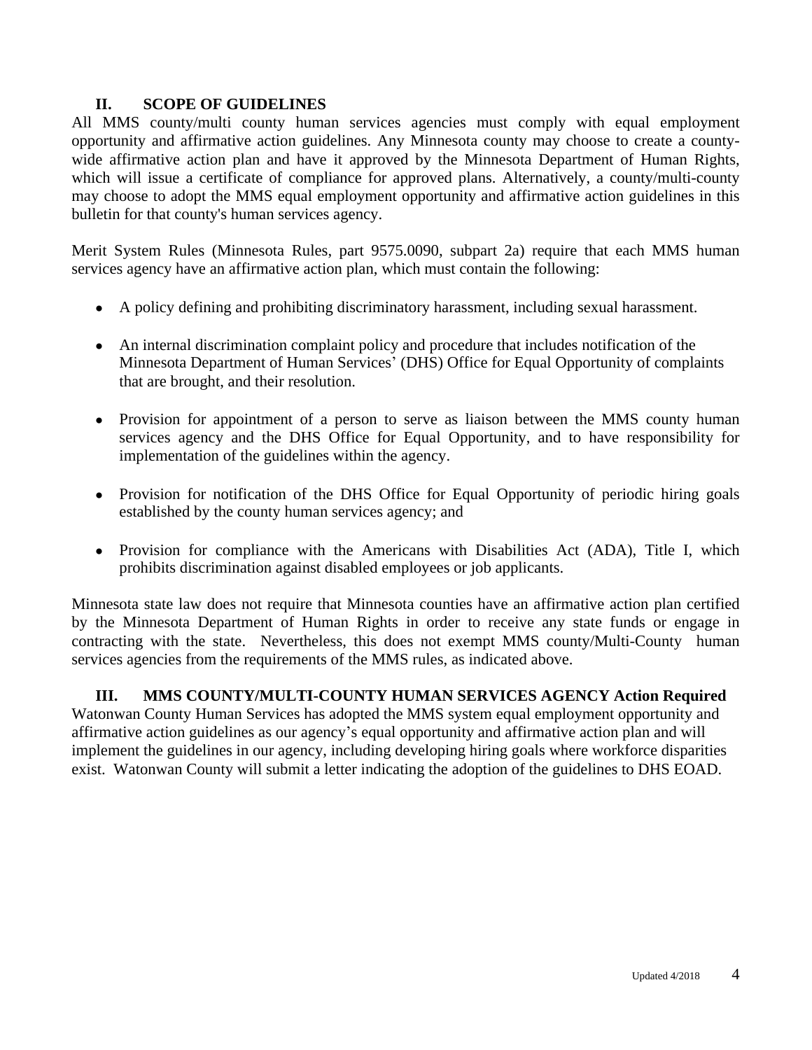## II. SCOPE OF GUIDELINES

All MMS county/multi county human services agencies must comply with equal employment opportunity and affirmative action guidelines. Any Minnesota county may choose to create a county-wide affirmative action plan and have it approved by the Minnesota Department of Human Rights, which will issue a certificate of compliance for approved plans. Alternatively, a county/multi-county may choose to adopt the MMS equal employment opportunity and affirmative action guidelines in this bulletin for that county's human services agency.

Merit System Rules (Minnesota Rules, part 9575.0090, subpart 2a) require that each MMS human services agency have an affirmative action plan, which must contain the following:

- A policy defining and prohibiting discriminatory harassment, including sexual harassment.
- An internal discrimination complaint policy and procedure that includes notification of the Minnesota Department of Human Services' (DHS) Office for Equal Opportunity of complaints that are brought, and their resolution.
- Provision for appointment of a person to serve as liaison between the MMS county human services agency and the DHS Office for Equal Opportunity, and to have responsibility for implementation of the guidelines within the agency.
- Provision for notification of the DHS Office for Equal Opportunity of periodic hiring goals established by the county human services agency; and
- Provision for compliance with the Americans with Disabilities Act (ADA), Title I, which prohibits discrimination against disabled employees or job applicants.

Minnesota state law does not require that Minnesota counties have an affirmative action plan certified by the Minnesota Department of Human Rights in order to receive any state funds or engage in contracting with the state. Nevertheless, this does not exempt MMS county/Multi-County human services agencies from the requirements of the MMS rules, as indicated above.

## III. MMS COUNTY/MULTI-COUNTY HUMAN SERVICES AGENCY Action Required

Watonwan County Human Services has adopted the MMS system equal employment opportunity and affirmative action guidelines as our agency's equal opportunity and affirmative action plan and will implement the guidelines in our agency, including developing hiring goals where workforce disparities exist. Watonwan County will submit a letter indicating the adoption of the guidelines to DHS EOAD.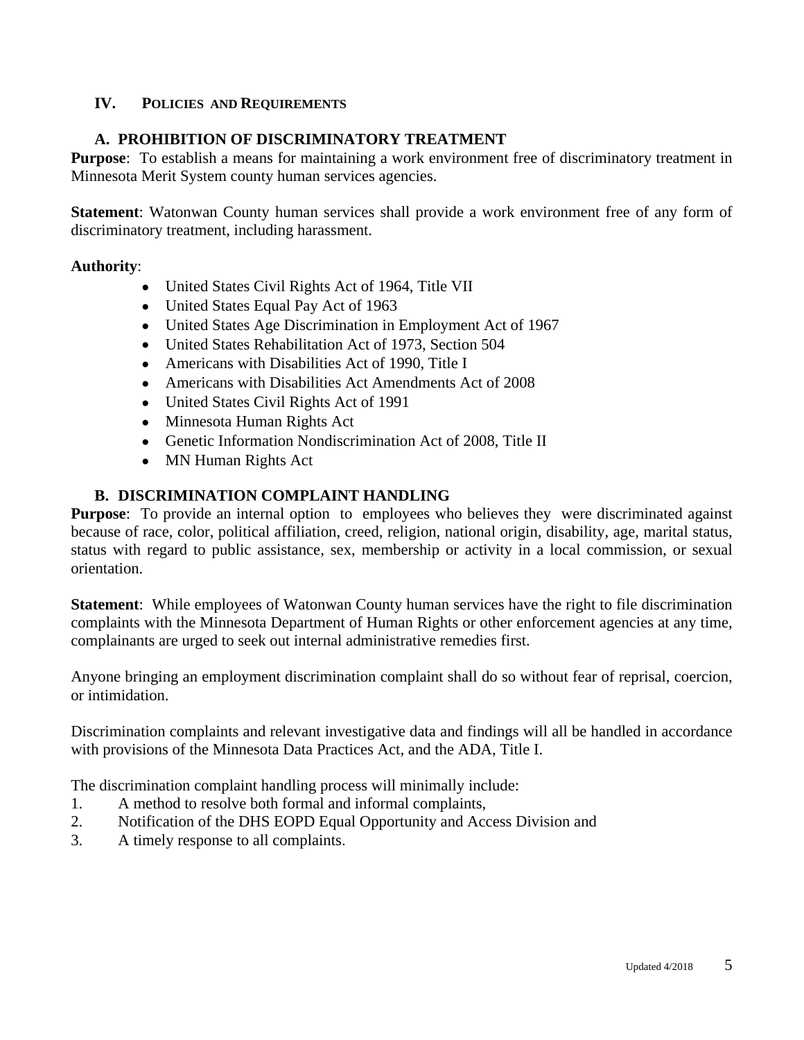## IV. POLICIES AND REQUIREMENTS

### A. PROHIBITION OF DISCRIMINATORY TREATMENT

**Purpose**: To establish a means for maintaining a work environment free of discriminatory treatment in Minnesota Merit System county human services agencies.

**Statement**: Watonwan County human services shall provide a work environment free of any form of discriminatory treatment, including harassment.

**Authority**:

- United States Civil Rights Act of 1964, Title VII
- United States Equal Pay Act of 1963
- United States Age Discrimination in Employment Act of 1967
- United States Rehabilitation Act of 1973, Section 504
- Americans with Disabilities Act of 1990, Title I
- Americans with Disabilities Act Amendments Act of 2008
- United States Civil Rights Act of 1991
- Minnesota Human Rights Act
- Genetic Information Nondiscrimination Act of 2008, Title II
- MN Human Rights Act

### B. DISCRIMINATION COMPLAINT HANDLING

**Purpose**: To provide an internal option to employees who believes they were discriminated against because of race, color, political affiliation, creed, religion, national origin, disability, age, marital status, status with regard to public assistance, sex, membership or activity in a local commission, or sexual orientation.

**Statement**: While employees of Watonwan County human services have the right to file discrimination complaints with the Minnesota Department of Human Rights or other enforcement agencies at any time, complainants are urged to seek out internal administrative remedies first.

Anyone bringing an employment discrimination complaint shall do so without fear of reprisal, coercion, or intimidation.

Discrimination complaints and relevant investigative data and findings will all be handled in accordance with provisions of the Minnesota Data Practices Act, and the ADA, Title I.

The discrimination complaint handling process will minimally include:

1. A method to resolve both formal and informal complaints,
2. Notification of the DHS EOPD Equal Opportunity and Access Division and
3. A timely response to all complaints.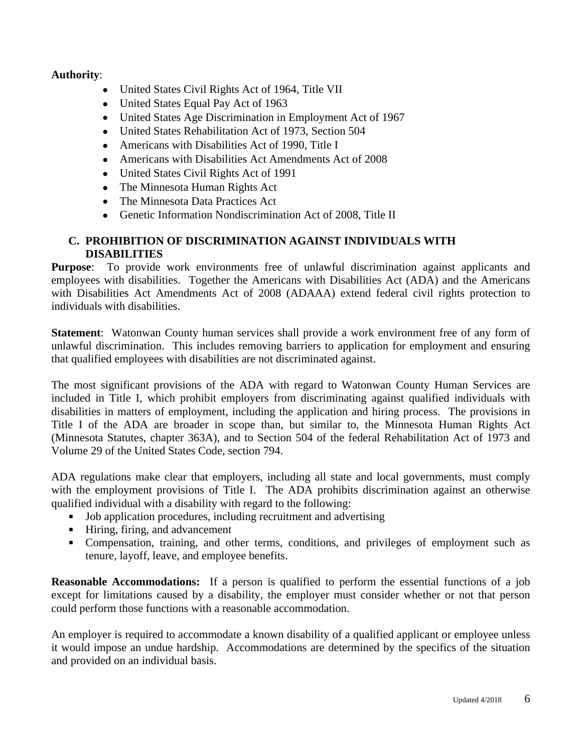**Authority**:

- United States Civil Rights Act of 1964, Title VII
- United States Equal Pay Act of 1963
- United States Age Discrimination in Employment Act of 1967
- United States Rehabilitation Act of 1973, Section 504
- Americans with Disabilities Act of 1990, Title I
- Americans with Disabilities Act Amendments Act of 2008
- United States Civil Rights Act of 1991
- The Minnesota Human Rights Act
- The Minnesota Data Practices Act
- Genetic Information Nondiscrimination Act of 2008, Title II

### C. PROHIBITION OF DISCRIMINATION AGAINST INDIVIDUALS WITH DISABILITIES

**Purpose**: To provide work environments free of unlawful discrimination against applicants and employees with disabilities. Together the Americans with Disabilities Act (ADA) and the Americans with Disabilities Act Amendments Act of 2008 (ADAAA) extend federal civil rights protection to individuals with disabilities.

**Statement**: Watonwan County human services shall provide a work environment free of any form of unlawful discrimination. This includes removing barriers to application for employment and ensuring that qualified employees with disabilities are not discriminated against.

The most significant provisions of the ADA with regard to Watonwan County Human Services are included in Title I, which prohibit employers from discriminating against qualified individuals with disabilities in matters of employment, including the application and hiring process. The provisions in Title I of the ADA are broader in scope than, but similar to, the Minnesota Human Rights Act (Minnesota Statutes, chapter 363A), and to Section 504 of the federal Rehabilitation Act of 1973 and Volume 29 of the United States Code, section 794.

ADA regulations make clear that employers, including all state and local governments, must comply with the employment provisions of Title I. The ADA prohibits discrimination against an otherwise qualified individual with a disability with regard to the following:

- Job application procedures, including recruitment and advertising
- Hiring, firing, and advancement
- Compensation, training, and other terms, conditions, and privileges of employment such as tenure, layoff, leave, and employee benefits.

**Reasonable Accommodations:** If a person is qualified to perform the essential functions of a job except for limitations caused by a disability, the employer must consider whether or not that person could perform those functions with a reasonable accommodation.

An employer is required to accommodate a known disability of a qualified applicant or employee unless it would impose an undue hardship. Accommodations are determined by the specifics of the situation and provided on an individual basis.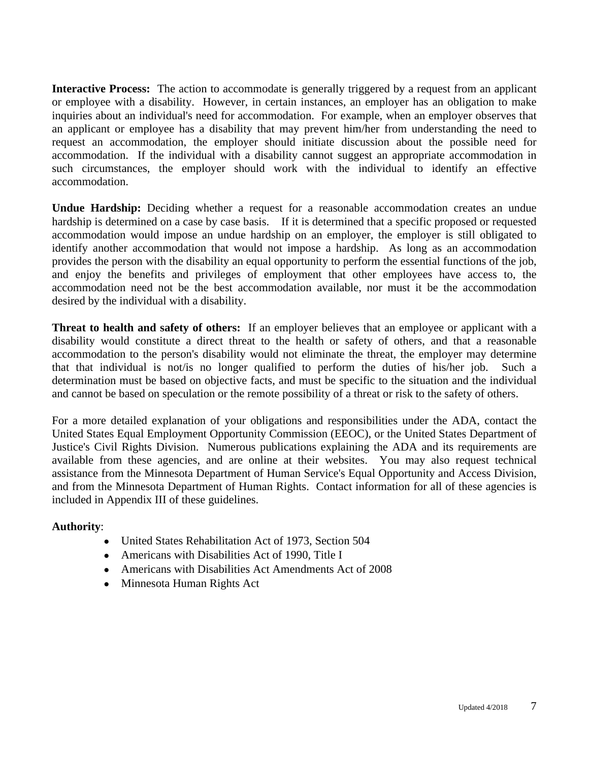**Interactive Process:** The action to accommodate is generally triggered by a request from an applicant or employee with a disability. However, in certain instances, an employer has an obligation to make inquiries about an individual's need for accommodation. For example, when an employer observes that an applicant or employee has a disability that may prevent him/her from understanding the need to request an accommodation, the employer should initiate discussion about the possible need for accommodation. If the individual with a disability cannot suggest an appropriate accommodation in such circumstances, the employer should work with the individual to identify an effective accommodation.

**Undue Hardship:** Deciding whether a request for a reasonable accommodation creates an undue hardship is determined on a case by case basis. If it is determined that a specific proposed or requested accommodation would impose an undue hardship on an employer, the employer is still obligated to identify another accommodation that would not impose a hardship. As long as an accommodation provides the person with the disability an equal opportunity to perform the essential functions of the job, and enjoy the benefits and privileges of employment that other employees have access to, the accommodation need not be the best accommodation available, nor must it be the accommodation desired by the individual with a disability.

**Threat to health and safety of others:** If an employer believes that an employee or applicant with a disability would constitute a direct threat to the health or safety of others, and that a reasonable accommodation to the person's disability would not eliminate the threat, the employer may determine that that individual is not/is no longer qualified to perform the duties of his/her job. Such a determination must be based on objective facts, and must be specific to the situation and the individual and cannot be based on speculation or the remote possibility of a threat or risk to the safety of others.

For a more detailed explanation of your obligations and responsibilities under the ADA, contact the United States Equal Employment Opportunity Commission (EEOC), or the United States Department of Justice's Civil Rights Division. Numerous publications explaining the ADA and its requirements are available from these agencies, and are online at their websites. You may also request technical assistance from the Minnesota Department of Human Service's Equal Opportunity and Access Division, and from the Minnesota Department of Human Rights. Contact information for all of these agencies is included in Appendix III of these guidelines.

**Authority**:

- United States Rehabilitation Act of 1973, Section 504
- Americans with Disabilities Act of 1990, Title I
- Americans with Disabilities Act Amendments Act of 2008
- Minnesota Human Rights Act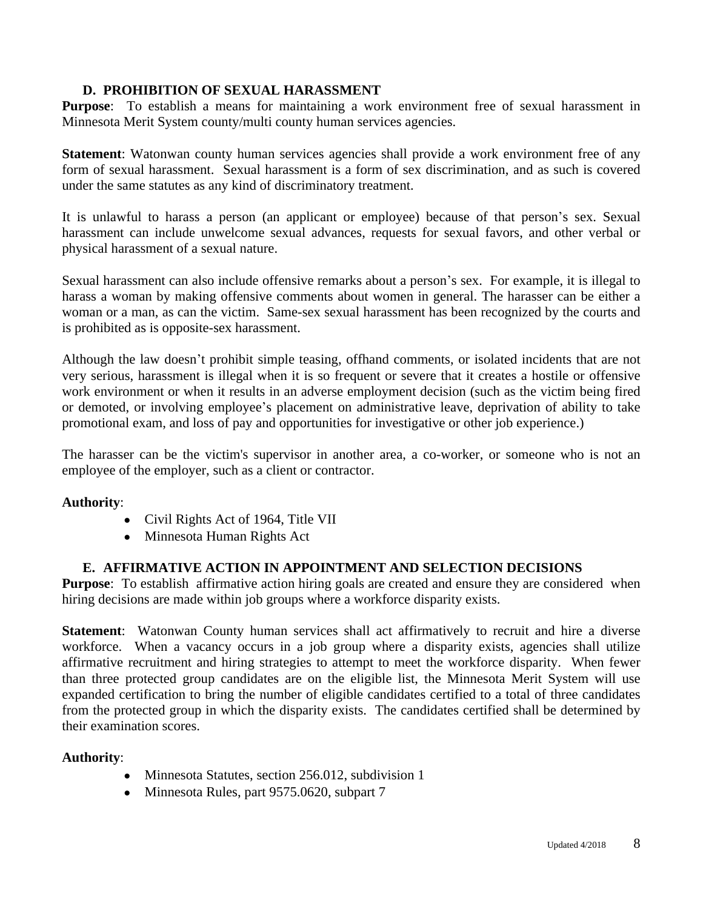### D. PROHIBITION OF SEXUAL HARASSMENT

**Purpose**: To establish a means for maintaining a work environment free of sexual harassment in Minnesota Merit System county/multi county human services agencies.

**Statement**: Watonwan county human services agencies shall provide a work environment free of any form of sexual harassment. Sexual harassment is a form of sex discrimination, and as such is covered under the same statutes as any kind of discriminatory treatment.

It is unlawful to harass a person (an applicant or employee) because of that person's sex. Sexual harassment can include unwelcome sexual advances, requests for sexual favors, and other verbal or physical harassment of a sexual nature.

Sexual harassment can also include offensive remarks about a person's sex. For example, it is illegal to harass a woman by making offensive comments about women in general. The harasser can be either a woman or a man, as can the victim. Same-sex sexual harassment has been recognized by the courts and is prohibited as is opposite-sex harassment.

Although the law doesn't prohibit simple teasing, offhand comments, or isolated incidents that are not very serious, harassment is illegal when it is so frequent or severe that it creates a hostile or offensive work environment or when it results in an adverse employment decision (such as the victim being fired or demoted, or involving employee's placement on administrative leave, deprivation of ability to take promotional exam, and loss of pay and opportunities for investigative or other job experience.)

The harasser can be the victim's supervisor in another area, a co-worker, or someone who is not an employee of the employer, such as a client or contractor.

**Authority**:

- Civil Rights Act of 1964, Title VII
- Minnesota Human Rights Act

### E. AFFIRMATIVE ACTION IN APPOINTMENT AND SELECTION DECISIONS

**Purpose**: To establish affirmative action hiring goals are created and ensure they are considered when hiring decisions are made within job groups where a workforce disparity exists.

**Statement**: Watonwan County human services shall act affirmatively to recruit and hire a diverse workforce. When a vacancy occurs in a job group where a disparity exists, agencies shall utilize affirmative recruitment and hiring strategies to attempt to meet the workforce disparity. When fewer than three protected group candidates are on the eligible list, the Minnesota Merit System will use expanded certification to bring the number of eligible candidates certified to a total of three candidates from the protected group in which the disparity exists. The candidates certified shall be determined by their examination scores.

**Authority**:

- Minnesota Statutes, section 256.012, subdivision 1
- Minnesota Rules, part 9575.0620, subpart 7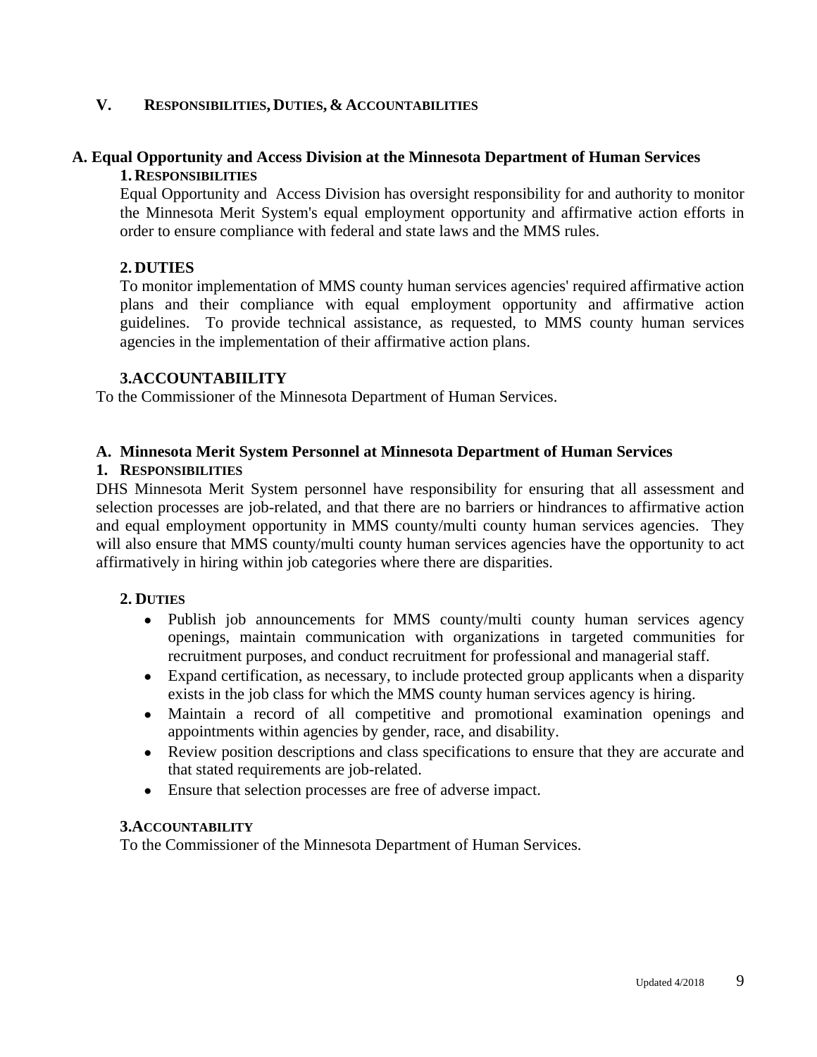## V. Responsibilities, Duties, & Accountabilities

### A. Equal Opportunity and Access Division at the Minnesota Department of Human Services

#### 1. Responsibilities

Equal Opportunity and Access Division has oversight responsibility for and authority to monitor the Minnesota Merit System's equal employment opportunity and affirmative action efforts in order to ensure compliance with federal and state laws and the MMS rules.

#### 2. DUTIES

To monitor implementation of MMS county human services agencies' required affirmative action plans and their compliance with equal employment opportunity and affirmative action guidelines. To provide technical assistance, as requested, to MMS county human services agencies in the implementation of their affirmative action plans.

#### 3. ACCOUNTABIILITY

To the Commissioner of the Minnesota Department of Human Services.

### A. Minnesota Merit System Personnel at Minnesota Department of Human Services

#### 1. Responsibilities

DHS Minnesota Merit System personnel have responsibility for ensuring that all assessment and selection processes are job-related, and that there are no barriers or hindrances to affirmative action and equal employment opportunity in MMS county/multi county human services agencies. They will also ensure that MMS county/multi county human services agencies have the opportunity to act affirmatively in hiring within job categories where there are disparities.

#### 2. Duties

- Publish job announcements for MMS county/multi county human services agency openings, maintain communication with organizations in targeted communities for recruitment purposes, and conduct recruitment for professional and managerial staff.
- Expand certification, as necessary, to include protected group applicants when a disparity exists in the job class for which the MMS county human services agency is hiring.
- Maintain a record of all competitive and promotional examination openings and appointments within agencies by gender, race, and disability.
- Review position descriptions and class specifications to ensure that they are accurate and that stated requirements are job-related.
- Ensure that selection processes are free of adverse impact.

#### 3. Accountability

To the Commissioner of the Minnesota Department of Human Services.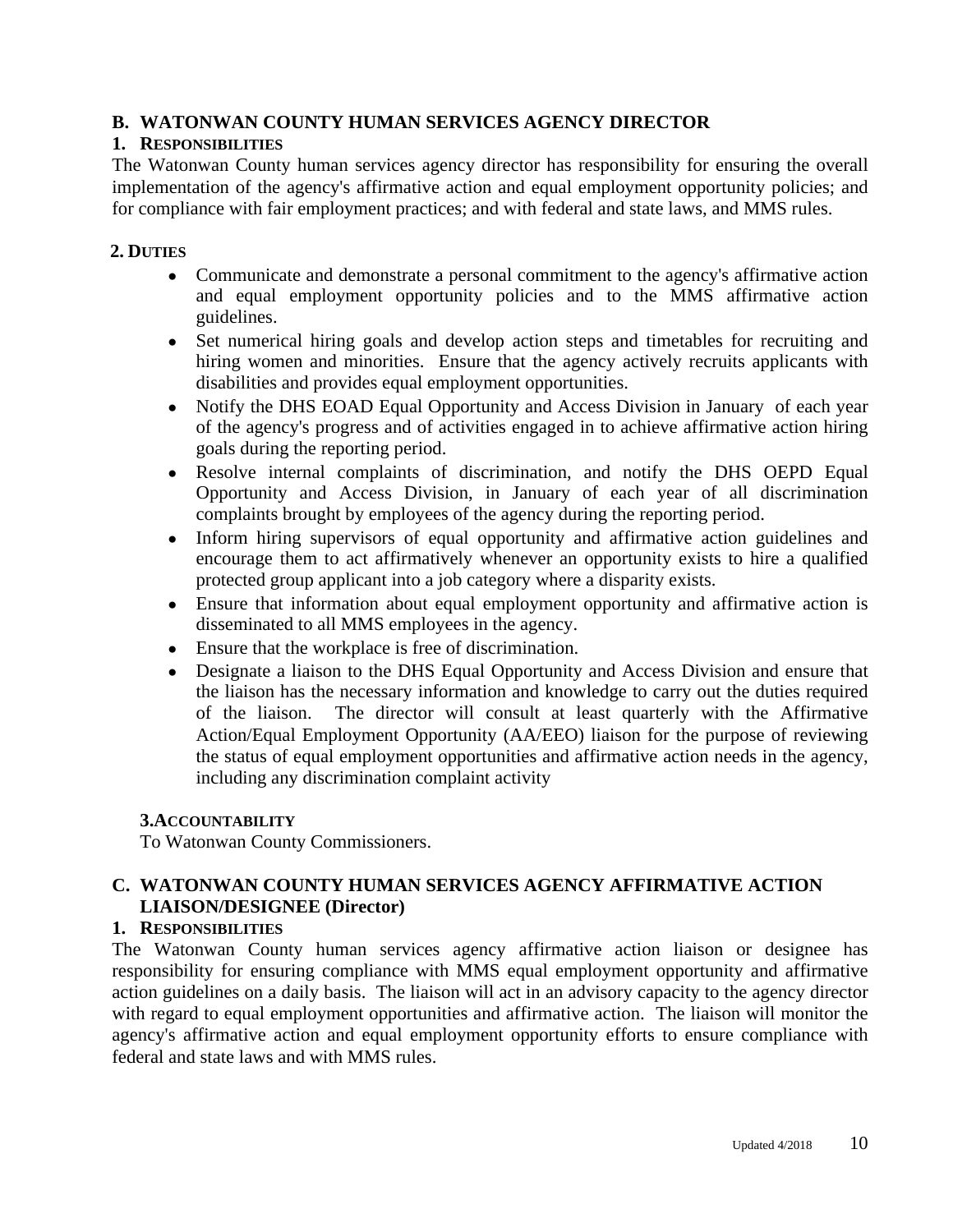## B. WATONWAN COUNTY HUMAN SERVICES AGENCY DIRECTOR

### 1. RESPONSIBILITIES

The Watonwan County human services agency director has responsibility for ensuring the overall implementation of the agency's affirmative action and equal employment opportunity policies; and for compliance with fair employment practices; and with federal and state laws, and MMS rules.

### 2. DUTIES

- Communicate and demonstrate a personal commitment to the agency's affirmative action and equal employment opportunity policies and to the MMS affirmative action guidelines.
- Set numerical hiring goals and develop action steps and timetables for recruiting and hiring women and minorities. Ensure that the agency actively recruits applicants with disabilities and provides equal employment opportunities.
- Notify the DHS EOAD Equal Opportunity and Access Division in January of each year of the agency's progress and of activities engaged in to achieve affirmative action hiring goals during the reporting period.
- Resolve internal complaints of discrimination, and notify the DHS OEPD Equal Opportunity and Access Division, in January of each year of all discrimination complaints brought by employees of the agency during the reporting period.
- Inform hiring supervisors of equal opportunity and affirmative action guidelines and encourage them to act affirmatively whenever an opportunity exists to hire a qualified protected group applicant into a job category where a disparity exists.
- Ensure that information about equal employment opportunity and affirmative action is disseminated to all MMS employees in the agency.
- Ensure that the workplace is free of discrimination.
- Designate a liaison to the DHS Equal Opportunity and Access Division and ensure that the liaison has the necessary information and knowledge to carry out the duties required of the liaison. The director will consult at least quarterly with the Affirmative Action/Equal Employment Opportunity (AA/EEO) liaison for the purpose of reviewing the status of equal employment opportunities and affirmative action needs in the agency, including any discrimination complaint activity

### 3. ACCOUNTABILITY

To Watonwan County Commissioners.

## C. WATONWAN COUNTY HUMAN SERVICES AGENCY AFFIRMATIVE ACTION LIAISON/DESIGNEE (Director)

### 1. RESPONSIBILITIES

The Watonwan County human services agency affirmative action liaison or designee has responsibility for ensuring compliance with MMS equal employment opportunity and affirmative action guidelines on a daily basis. The liaison will act in an advisory capacity to the agency director with regard to equal employment opportunities and affirmative action. The liaison will monitor the agency's affirmative action and equal employment opportunity efforts to ensure compliance with federal and state laws and with MMS rules.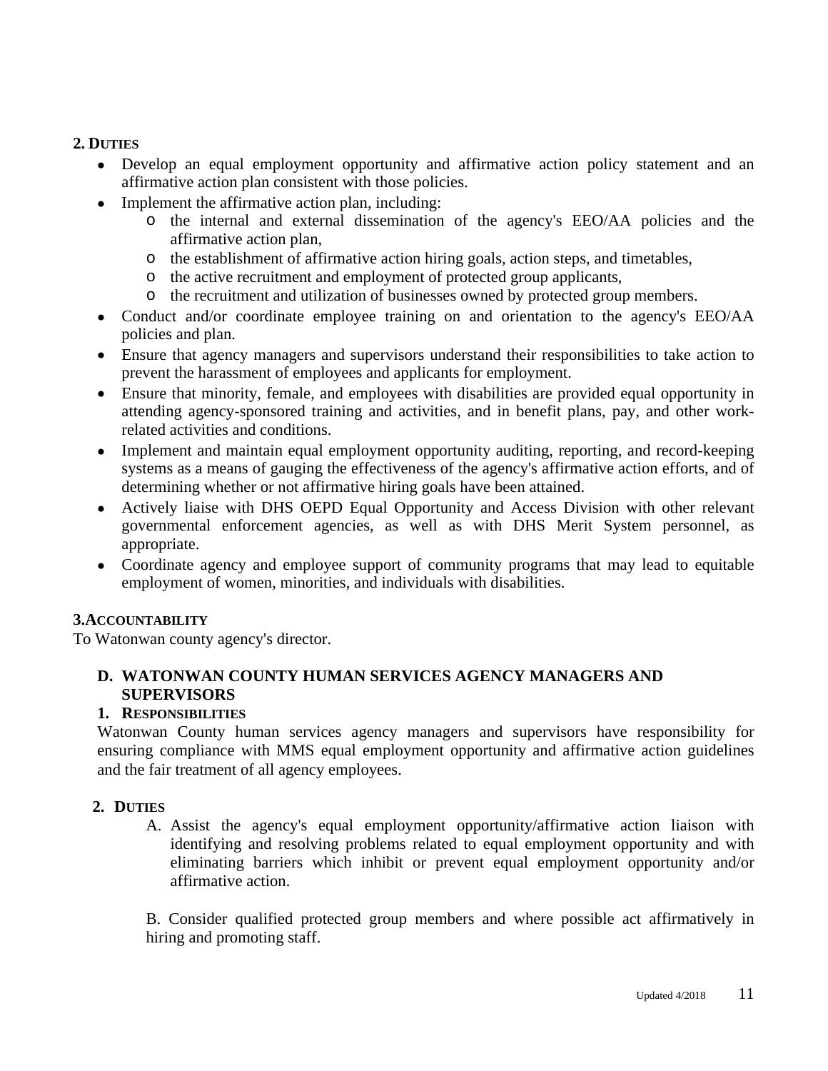**2. DUTIES**

- Develop an equal employment opportunity and affirmative action policy statement and an affirmative action plan consistent with those policies.
- Implement the affirmative action plan, including:
  - the internal and external dissemination of the agency's EEO/AA policies and the affirmative action plan,
  - the establishment of affirmative action hiring goals, action steps, and timetables,
  - the active recruitment and employment of protected group applicants,
  - the recruitment and utilization of businesses owned by protected group members.
- Conduct and/or coordinate employee training on and orientation to the agency's EEO/AA policies and plan.
- Ensure that agency managers and supervisors understand their responsibilities to take action to prevent the harassment of employees and applicants for employment.
- Ensure that minority, female, and employees with disabilities are provided equal opportunity in attending agency-sponsored training and activities, and in benefit plans, pay, and other work-related activities and conditions.
- Implement and maintain equal employment opportunity auditing, reporting, and record-keeping systems as a means of gauging the effectiveness of the agency's affirmative action efforts, and of determining whether or not affirmative hiring goals have been attained.
- Actively liaise with DHS OEPD Equal Opportunity and Access Division with other relevant governmental enforcement agencies, as well as with DHS Merit System personnel, as appropriate.
- Coordinate agency and employee support of community programs that may lead to equitable employment of women, minorities, and individuals with disabilities.

**3. ACCOUNTABILITY**

To Watonwan county agency's director.

### D. WATONWAN COUNTY HUMAN SERVICES AGENCY MANAGERS AND SUPERVISORS

**1. RESPONSIBILITIES**

Watonwan County human services agency managers and supervisors have responsibility for ensuring compliance with MMS equal employment opportunity and affirmative action guidelines and the fair treatment of all agency employees.

**2. DUTIES**

A. Assist the agency's equal employment opportunity/affirmative action liaison with identifying and resolving problems related to equal employment opportunity and with eliminating barriers which inhibit or prevent equal employment opportunity and/or affirmative action.

B. Consider qualified protected group members and where possible act affirmatively in hiring and promoting staff.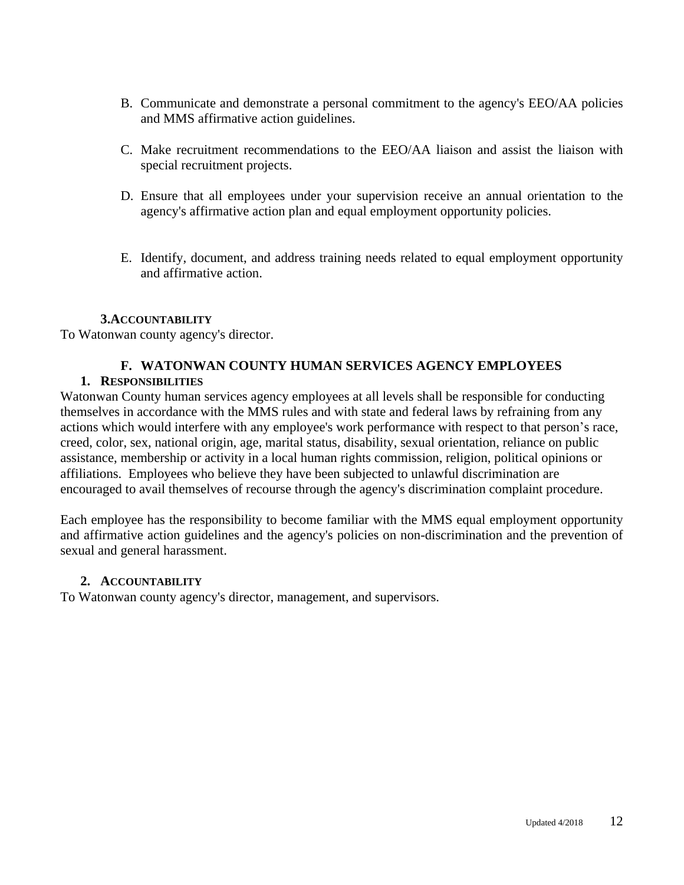B. Communicate and demonstrate a personal commitment to the agency's EEO/AA policies and MMS affirmative action guidelines.

C. Make recruitment recommendations to the EEO/AA liaison and assist the liaison with special recruitment projects.

D. Ensure that all employees under your supervision receive an annual orientation to the agency's affirmative action plan and equal employment opportunity policies.

E. Identify, document, and address training needs related to equal employment opportunity and affirmative action.

**3. ACCOUNTABILITY**

To Watonwan county agency's director.

### F. WATONWAN COUNTY HUMAN SERVICES AGENCY EMPLOYEES

**1. RESPONSIBILITIES**

Watonwan County human services agency employees at all levels shall be responsible for conducting themselves in accordance with the MMS rules and with state and federal laws by refraining from any actions which would interfere with any employee's work performance with respect to that person's race, creed, color, sex, national origin, age, marital status, disability, sexual orientation, reliance on public assistance, membership or activity in a local human rights commission, religion, political opinions or affiliations. Employees who believe they have been subjected to unlawful discrimination are encouraged to avail themselves of recourse through the agency's discrimination complaint procedure.

Each employee has the responsibility to become familiar with the MMS equal employment opportunity and affirmative action guidelines and the agency's policies on non-discrimination and the prevention of sexual and general harassment.

**2. ACCOUNTABILITY**

To Watonwan county agency's director, management, and supervisors.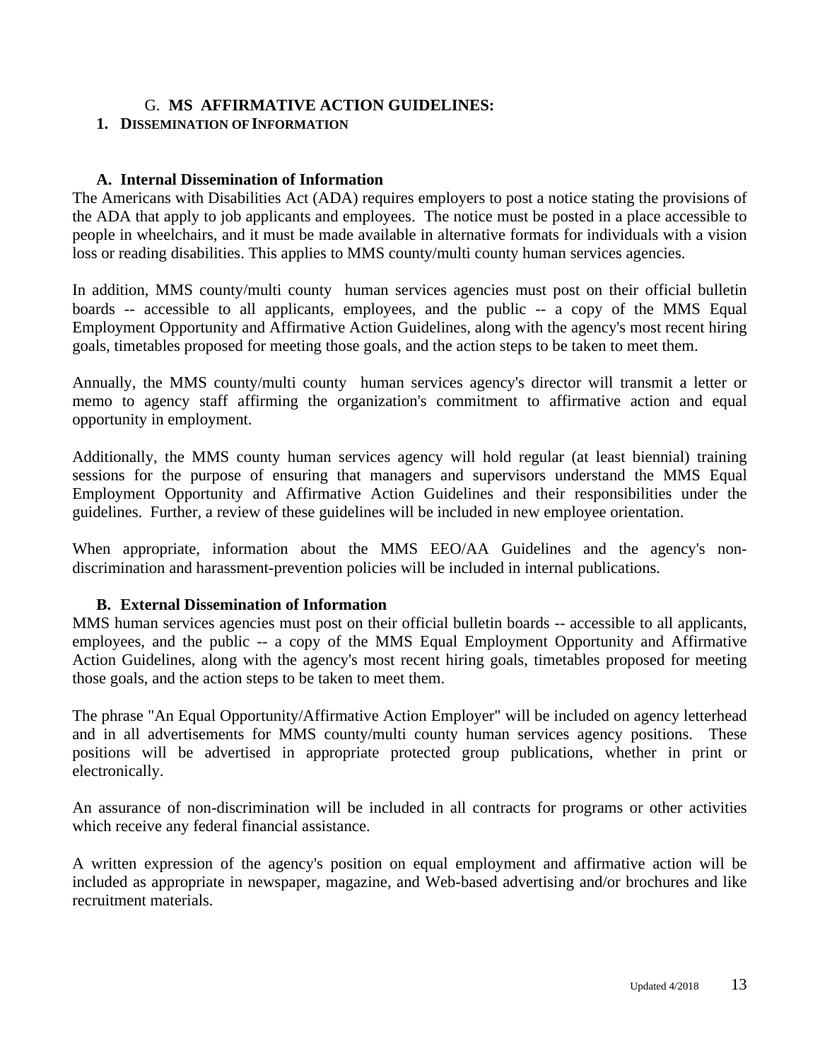## G. MS AFFIRMATIVE ACTION GUIDELINES:

### 1. DISSEMINATION OF INFORMATION

#### A. Internal Dissemination of Information

The Americans with Disabilities Act (ADA) requires employers to post a notice stating the provisions of the ADA that apply to job applicants and employees. The notice must be posted in a place accessible to people in wheelchairs, and it must be made available in alternative formats for individuals with a vision loss or reading disabilities. This applies to MMS county/multi county human services agencies.

In addition, MMS county/multi county human services agencies must post on their official bulletin boards -- accessible to all applicants, employees, and the public -- a copy of the MMS Equal Employment Opportunity and Affirmative Action Guidelines, along with the agency's most recent hiring goals, timetables proposed for meeting those goals, and the action steps to be taken to meet them.

Annually, the MMS county/multi county human services agency's director will transmit a letter or memo to agency staff affirming the organization's commitment to affirmative action and equal opportunity in employment.

Additionally, the MMS county human services agency will hold regular (at least biennial) training sessions for the purpose of ensuring that managers and supervisors understand the MMS Equal Employment Opportunity and Affirmative Action Guidelines and their responsibilities under the guidelines. Further, a review of these guidelines will be included in new employee orientation.

When appropriate, information about the MMS EEO/AA Guidelines and the agency's non-discrimination and harassment-prevention policies will be included in internal publications.

#### B. External Dissemination of Information

MMS human services agencies must post on their official bulletin boards -- accessible to all applicants, employees, and the public -- a copy of the MMS Equal Employment Opportunity and Affirmative Action Guidelines, along with the agency's most recent hiring goals, timetables proposed for meeting those goals, and the action steps to be taken to meet them.

The phrase "An Equal Opportunity/Affirmative Action Employer" will be included on agency letterhead and in all advertisements for MMS county/multi county human services agency positions. These positions will be advertised in appropriate protected group publications, whether in print or electronically.

An assurance of non-discrimination will be included in all contracts for programs or other activities which receive any federal financial assistance.

A written expression of the agency's position on equal employment and affirmative action will be included as appropriate in newspaper, magazine, and Web-based advertising and/or brochures and like recruitment materials.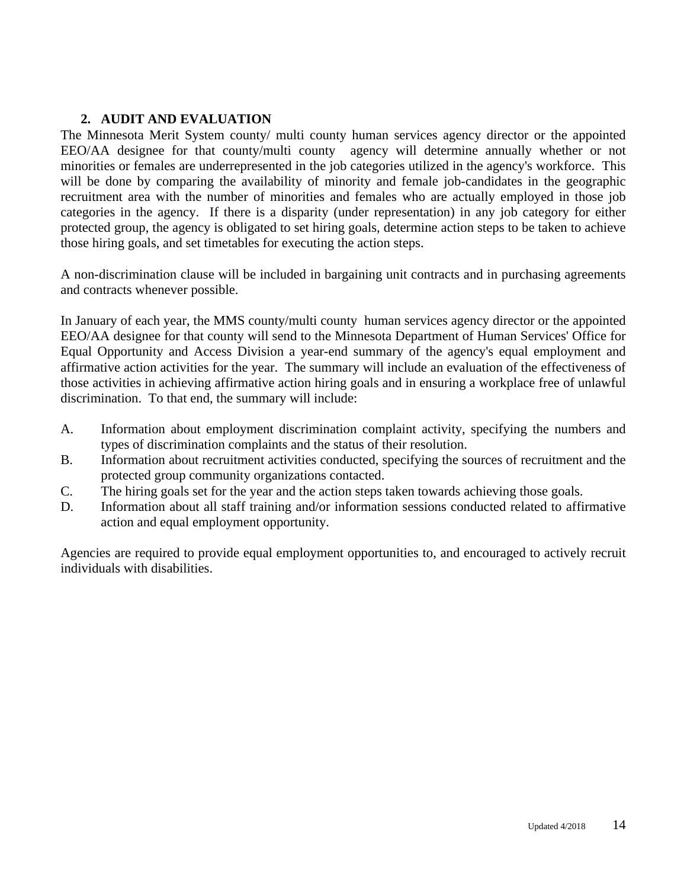## 2. AUDIT AND EVALUATION

The Minnesota Merit System county/ multi county human services agency director or the appointed EEO/AA designee for that county/multi county agency will determine annually whether or not minorities or females are underrepresented in the job categories utilized in the agency's workforce. This will be done by comparing the availability of minority and female job-candidates in the geographic recruitment area with the number of minorities and females who are actually employed in those job categories in the agency. If there is a disparity (under representation) in any job category for either protected group, the agency is obligated to set hiring goals, determine action steps to be taken to achieve those hiring goals, and set timetables for executing the action steps.

A non-discrimination clause will be included in bargaining unit contracts and in purchasing agreements and contracts whenever possible.

In January of each year, the MMS county/multi county human services agency director or the appointed EEO/AA designee for that county will send to the Minnesota Department of Human Services' Office for Equal Opportunity and Access Division a year-end summary of the agency's equal employment and affirmative action activities for the year. The summary will include an evaluation of the effectiveness of those activities in achieving affirmative action hiring goals and in ensuring a workplace free of unlawful discrimination. To that end, the summary will include:

A. Information about employment discrimination complaint activity, specifying the numbers and types of discrimination complaints and the status of their resolution.
B. Information about recruitment activities conducted, specifying the sources of recruitment and the protected group community organizations contacted.
C. The hiring goals set for the year and the action steps taken towards achieving those goals.
D. Information about all staff training and/or information sessions conducted related to affirmative action and equal employment opportunity.

Agencies are required to provide equal employment opportunities to, and encouraged to actively recruit individuals with disabilities.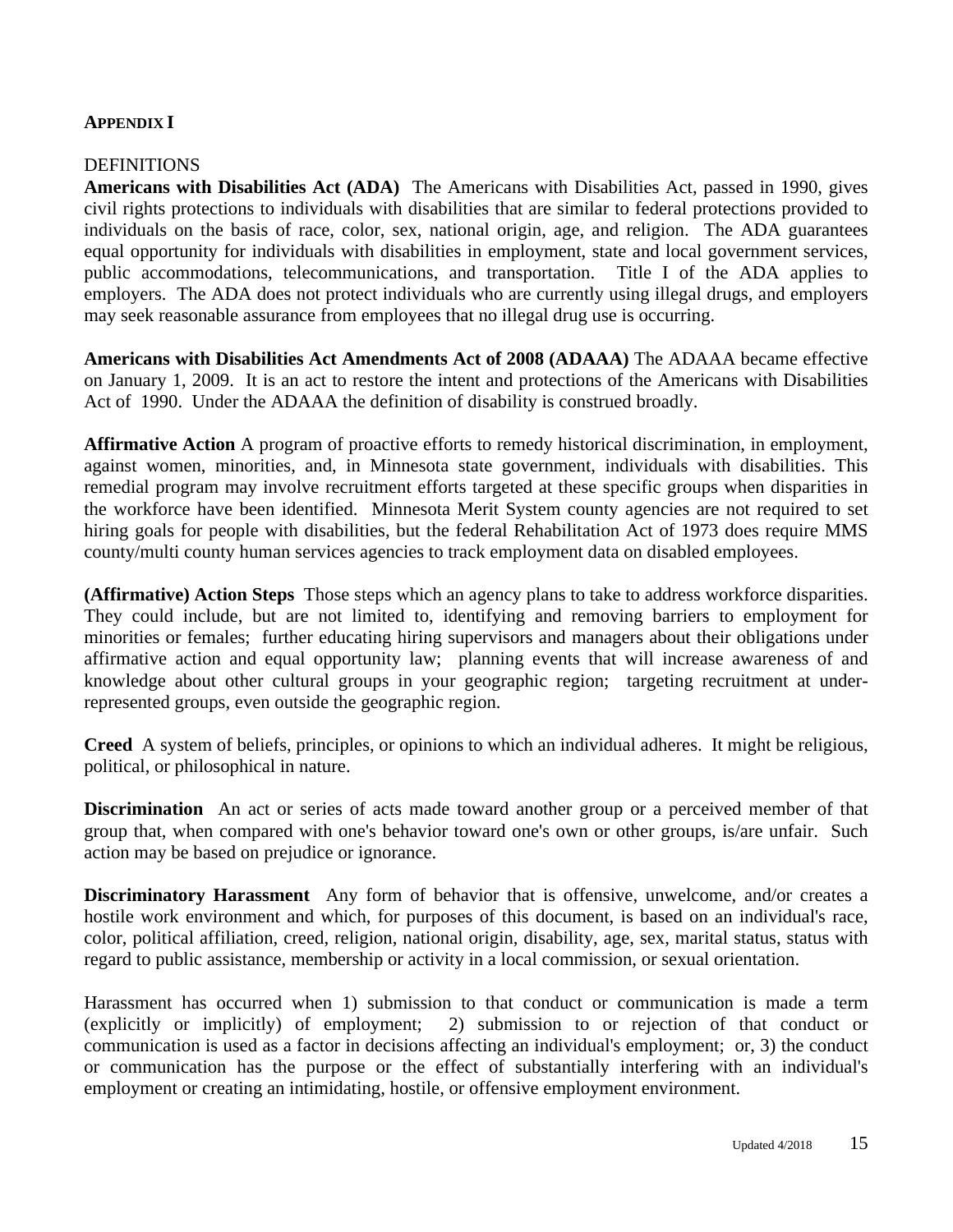## APPENDIX I

DEFINITIONS

**Americans with Disabilities Act (ADA)** The Americans with Disabilities Act, passed in 1990, gives civil rights protections to individuals with disabilities that are similar to federal protections provided to individuals on the basis of race, color, sex, national origin, age, and religion. The ADA guarantees equal opportunity for individuals with disabilities in employment, state and local government services, public accommodations, telecommunications, and transportation. Title I of the ADA applies to employers. The ADA does not protect individuals who are currently using illegal drugs, and employers may seek reasonable assurance from employees that no illegal drug use is occurring.

**Americans with Disabilities Act Amendments Act of 2008 (ADAAA)** The ADAAA became effective on January 1, 2009. It is an act to restore the intent and protections of the Americans with Disabilities Act of 1990. Under the ADAAA the definition of disability is construed broadly.

**Affirmative Action** A program of proactive efforts to remedy historical discrimination, in employment, against women, minorities, and, in Minnesota state government, individuals with disabilities. This remedial program may involve recruitment efforts targeted at these specific groups when disparities in the workforce have been identified. Minnesota Merit System county agencies are not required to set hiring goals for people with disabilities, but the federal Rehabilitation Act of 1973 does require MMS county/multi county human services agencies to track employment data on disabled employees.

**(Affirmative) Action Steps** Those steps which an agency plans to take to address workforce disparities. They could include, but are not limited to, identifying and removing barriers to employment for minorities or females; further educating hiring supervisors and managers about their obligations under affirmative action and equal opportunity law; planning events that will increase awareness of and knowledge about other cultural groups in your geographic region; targeting recruitment at under-represented groups, even outside the geographic region.

**Creed** A system of beliefs, principles, or opinions to which an individual adheres. It might be religious, political, or philosophical in nature.

**Discrimination** An act or series of acts made toward another group or a perceived member of that group that, when compared with one's behavior toward one's own or other groups, is/are unfair. Such action may be based on prejudice or ignorance.

**Discriminatory Harassment** Any form of behavior that is offensive, unwelcome, and/or creates a hostile work environment and which, for purposes of this document, is based on an individual's race, color, political affiliation, creed, religion, national origin, disability, age, sex, marital status, status with regard to public assistance, membership or activity in a local commission, or sexual orientation.

Harassment has occurred when 1) submission to that conduct or communication is made a term (explicitly or implicitly) of employment; 2) submission to or rejection of that conduct or communication is used as a factor in decisions affecting an individual's employment; or, 3) the conduct or communication has the purpose or the effect of substantially interfering with an individual's employment or creating an intimidating, hostile, or offensive employment environment.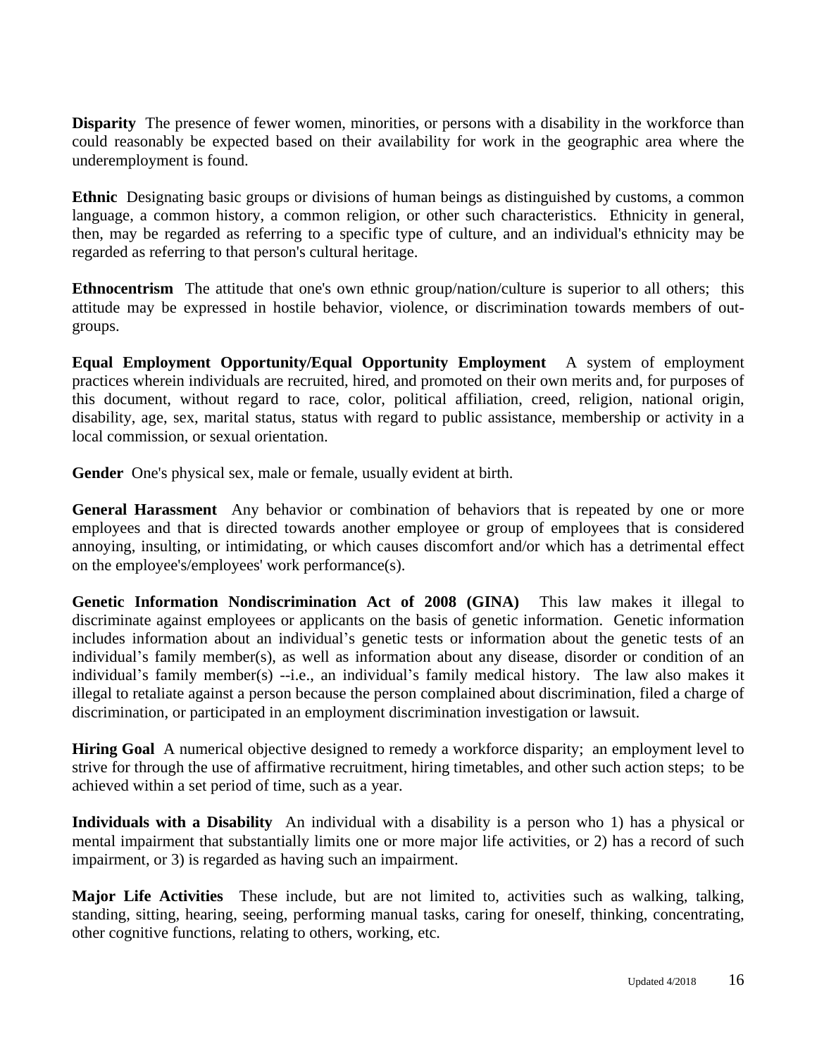**Disparity** The presence of fewer women, minorities, or persons with a disability in the workforce than could reasonably be expected based on their availability for work in the geographic area where the underemployment is found.

**Ethnic** Designating basic groups or divisions of human beings as distinguished by customs, a common language, a common history, a common religion, or other such characteristics. Ethnicity in general, then, may be regarded as referring to a specific type of culture, and an individual's ethnicity may be regarded as referring to that person's cultural heritage.

**Ethnocentrism** The attitude that one's own ethnic group/nation/culture is superior to all others; this attitude may be expressed in hostile behavior, violence, or discrimination towards members of out-groups.

**Equal Employment Opportunity/Equal Opportunity Employment** A system of employment practices wherein individuals are recruited, hired, and promoted on their own merits and, for purposes of this document, without regard to race, color, political affiliation, creed, religion, national origin, disability, age, sex, marital status, status with regard to public assistance, membership or activity in a local commission, or sexual orientation.

**Gender** One's physical sex, male or female, usually evident at birth.

**General Harassment** Any behavior or combination of behaviors that is repeated by one or more employees and that is directed towards another employee or group of employees that is considered annoying, insulting, or intimidating, or which causes discomfort and/or which has a detrimental effect on the employee's/employees' work performance(s).

**Genetic Information Nondiscrimination Act of 2008 (GINA)** This law makes it illegal to discriminate against employees or applicants on the basis of genetic information. Genetic information includes information about an individual's genetic tests or information about the genetic tests of an individual's family member(s), as well as information about any disease, disorder or condition of an individual's family member(s) --i.e., an individual's family medical history. The law also makes it illegal to retaliate against a person because the person complained about discrimination, filed a charge of discrimination, or participated in an employment discrimination investigation or lawsuit.

**Hiring Goal** A numerical objective designed to remedy a workforce disparity; an employment level to strive for through the use of affirmative recruitment, hiring timetables, and other such action steps; to be achieved within a set period of time, such as a year.

**Individuals with a Disability** An individual with a disability is a person who 1) has a physical or mental impairment that substantially limits one or more major life activities, or 2) has a record of such impairment, or 3) is regarded as having such an impairment.

**Major Life Activities** These include, but are not limited to, activities such as walking, talking, standing, sitting, hearing, seeing, performing manual tasks, caring for oneself, thinking, concentrating, other cognitive functions, relating to others, working, etc.

Updated 4/2018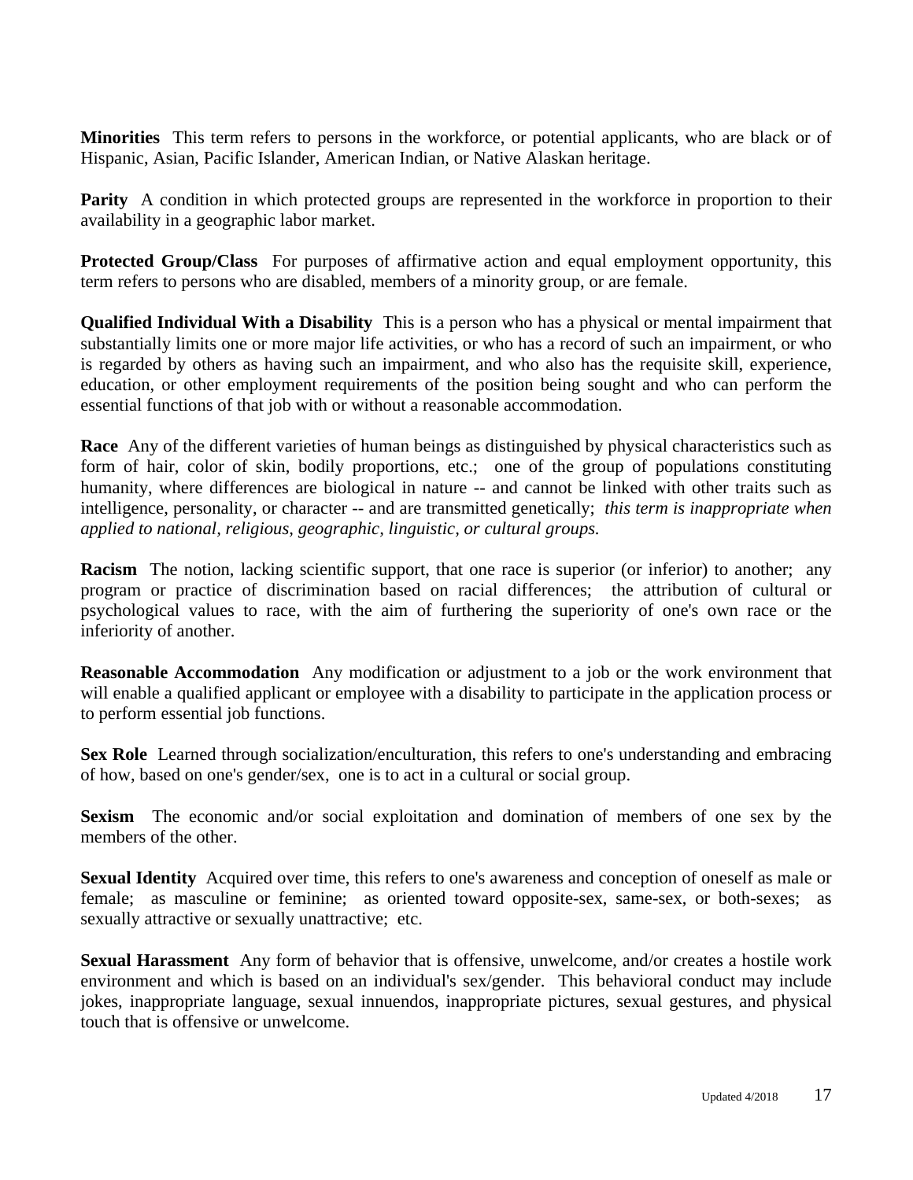**Minorities** This term refers to persons in the workforce, or potential applicants, who are black or of Hispanic, Asian, Pacific Islander, American Indian, or Native Alaskan heritage.

**Parity** A condition in which protected groups are represented in the workforce in proportion to their availability in a geographic labor market.

**Protected Group/Class** For purposes of affirmative action and equal employment opportunity, this term refers to persons who are disabled, members of a minority group, or are female.

**Qualified Individual With a Disability** This is a person who has a physical or mental impairment that substantially limits one or more major life activities, or who has a record of such an impairment, or who is regarded by others as having such an impairment, and who also has the requisite skill, experience, education, or other employment requirements of the position being sought and who can perform the essential functions of that job with or without a reasonable accommodation.

**Race** Any of the different varieties of human beings as distinguished by physical characteristics such as form of hair, color of skin, bodily proportions, etc.; one of the group of populations constituting humanity, where differences are biological in nature -- and cannot be linked with other traits such as intelligence, personality, or character -- and are transmitted genetically; *this term is inappropriate when applied to national, religious, geographic, linguistic, or cultural groups.*

**Racism** The notion, lacking scientific support, that one race is superior (or inferior) to another; any program or practice of discrimination based on racial differences; the attribution of cultural or psychological values to race, with the aim of furthering the superiority of one's own race or the inferiority of another.

**Reasonable Accommodation** Any modification or adjustment to a job or the work environment that will enable a qualified applicant or employee with a disability to participate in the application process or to perform essential job functions.

**Sex Role** Learned through socialization/enculturation, this refers to one's understanding and embracing of how, based on one's gender/sex, one is to act in a cultural or social group.

**Sexism** The economic and/or social exploitation and domination of members of one sex by the members of the other.

**Sexual Identity** Acquired over time, this refers to one's awareness and conception of oneself as male or female; as masculine or feminine; as oriented toward opposite-sex, same-sex, or both-sexes; as sexually attractive or sexually unattractive; etc.

**Sexual Harassment** Any form of behavior that is offensive, unwelcome, and/or creates a hostile work environment and which is based on an individual's sex/gender. This behavioral conduct may include jokes, inappropriate language, sexual innuendos, inappropriate pictures, sexual gestures, and physical touch that is offensive or unwelcome.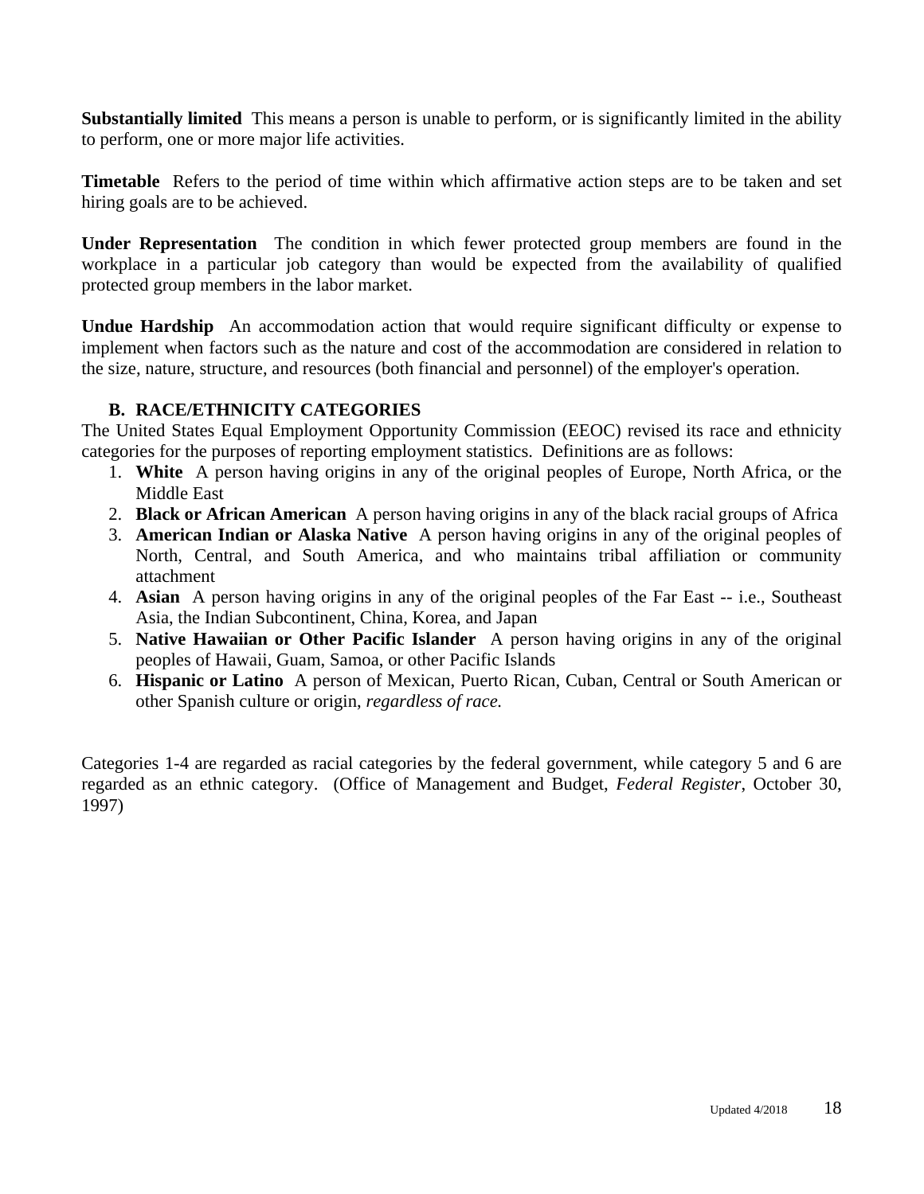**Substantially limited** This means a person is unable to perform, or is significantly limited in the ability to perform, one or more major life activities.

**Timetable** Refers to the period of time within which affirmative action steps are to be taken and set hiring goals are to be achieved.

**Under Representation** The condition in which fewer protected group members are found in the workplace in a particular job category than would be expected from the availability of qualified protected group members in the labor market.

**Undue Hardship** An accommodation action that would require significant difficulty or expense to implement when factors such as the nature and cost of the accommodation are considered in relation to the size, nature, structure, and resources (both financial and personnel) of the employer's operation.

### B. RACE/ETHNICITY CATEGORIES

The United States Equal Employment Opportunity Commission (EEOC) revised its race and ethnicity categories for the purposes of reporting employment statistics. Definitions are as follows:

1. **White** A person having origins in any of the original peoples of Europe, North Africa, or the Middle East
2. **Black or African American** A person having origins in any of the black racial groups of Africa
3. **American Indian or Alaska Native** A person having origins in any of the original peoples of North, Central, and South America, and who maintains tribal affiliation or community attachment
4. **Asian** A person having origins in any of the original peoples of the Far East -- i.e., Southeast Asia, the Indian Subcontinent, China, Korea, and Japan
5. **Native Hawaiian or Other Pacific Islander** A person having origins in any of the original peoples of Hawaii, Guam, Samoa, or other Pacific Islands
6. **Hispanic or Latino** A person of Mexican, Puerto Rican, Cuban, Central or South American or other Spanish culture or origin, *regardless of race.*

Categories 1-4 are regarded as racial categories by the federal government, while category 5 and 6 are regarded as an ethnic category. (Office of Management and Budget, *Federal Register*, October 30, 1997)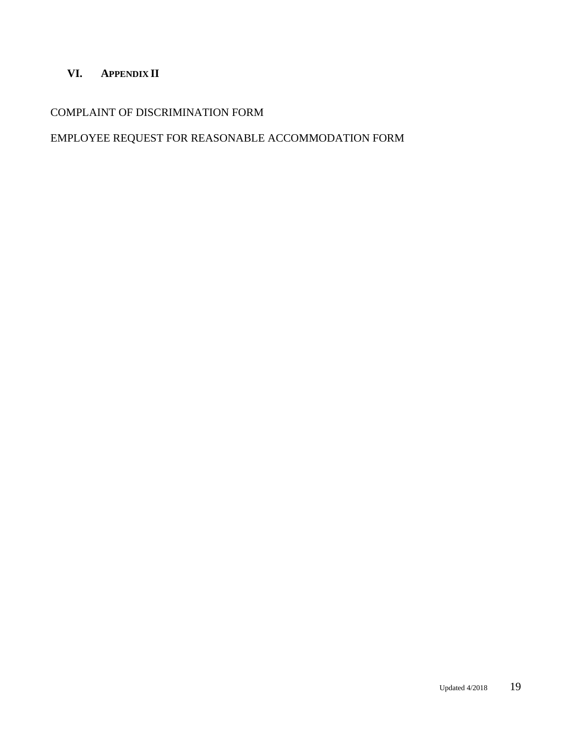## VI. APPENDIX II

COMPLAINT OF DISCRIMINATION FORM

EMPLOYEE REQUEST FOR REASONABLE ACCOMMODATION FORM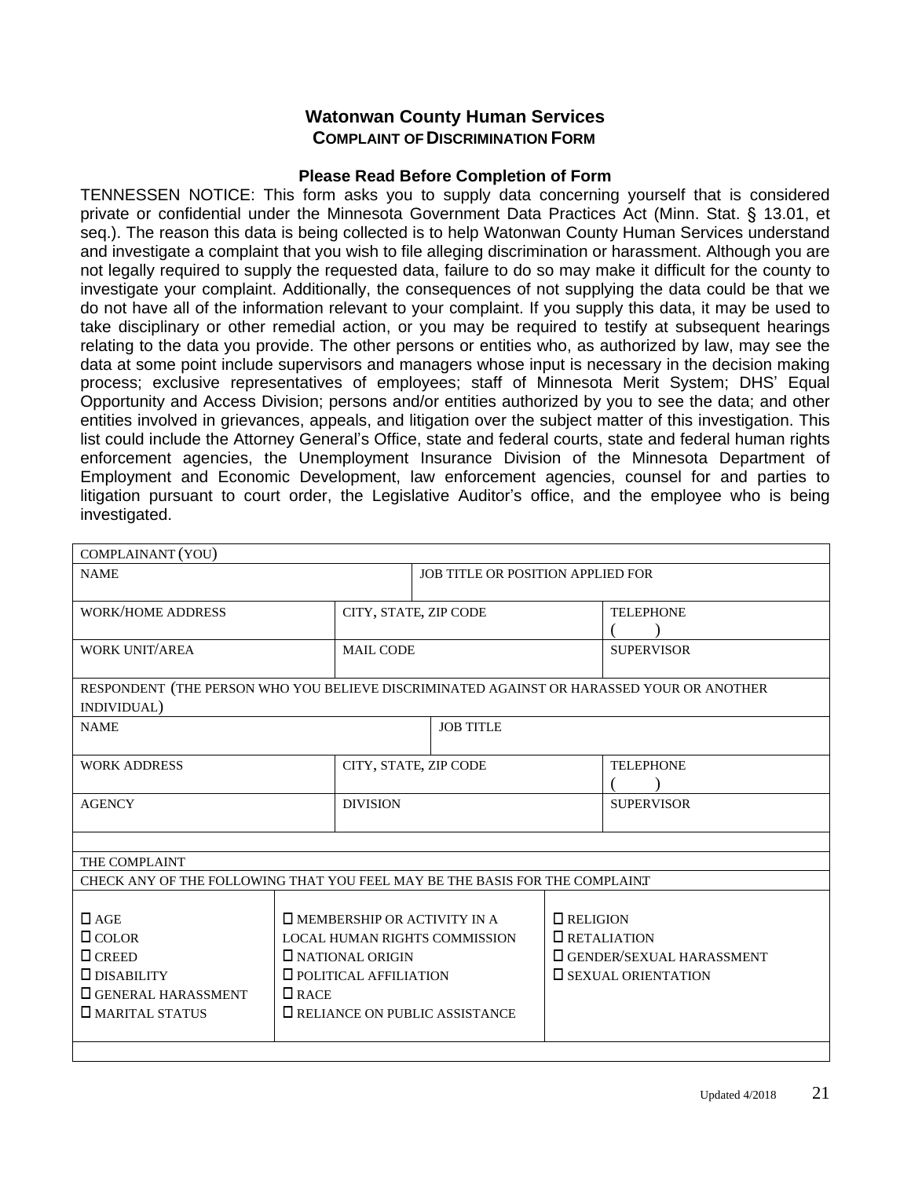# Watonwan County Human Services

## COMPLAINT OF DISCRIMINATION FORM

### Please Read Before Completion of Form

TENNESSEN NOTICE: This form asks you to supply data concerning yourself that is considered private or confidential under the Minnesota Government Data Practices Act (Minn. Stat. § 13.01, et seq.). The reason this data is being collected is to help Watonwan County Human Services understand and investigate a complaint that you wish to file alleging discrimination or harassment. Although you are not legally required to supply the requested data, failure to do so may make it difficult for the county to investigate your complaint. Additionally, the consequences of not supplying the data could be that we do not have all of the information relevant to your complaint. If you supply this data, it may be used to take disciplinary or other remedial action, or you may be required to testify at subsequent hearings relating to the data you provide. The other persons or entities who, as authorized by law, may see the data at some point include supervisors and managers whose input is necessary in the decision making process; exclusive representatives of employees; staff of Minnesota Merit System; DHS' Equal Opportunity and Access Division; persons and/or entities authorized by you to see the data; and other entities involved in grievances, appeals, and litigation over the subject matter of this investigation. This list could include the Attorney General's Office, state and federal courts, state and federal human rights enforcement agencies, the Unemployment Insurance Division of the Minnesota Department of Employment and Economic Development, law enforcement agencies, counsel for and parties to litigation pursuant to court order, the Legislative Auditor's office, and the employee who is being investigated.

| COMPLAINANT (YOU) | | |
|---|---|---|
| NAME | JOB TITLE OR POSITION APPLIED FOR | |
| WORK/HOME ADDRESS | CITY, STATE, ZIP CODE | TELEPHONE ( ) |
| WORK UNIT/AREA | MAIL CODE | SUPERVISOR |

| RESPONDENT (THE PERSON WHO YOU BELIEVE DISCRIMINATED AGAINST OR HARASSED YOUR OR ANOTHER INDIVIDUAL) | | |
|---|---|---|
| NAME | JOB TITLE | |
| WORK ADDRESS | CITY, STATE, ZIP CODE | TELEPHONE ( ) |
| AGENCY | DIVISION | SUPERVISOR |

| THE COMPLAINT | | |
|---|---|---|
| CHECK ANY OF THE FOLLOWING THAT YOU FEEL MAY BE THE BASIS FOR THE COMPLAINT | | |
| ☐ AGE | ☐ MEMBERSHIP OR ACTIVITY IN A LOCAL HUMAN RIGHTS COMMISSION | ☐ RELIGION |
| ☐ COLOR | ☐ NATIONAL ORIGIN | ☐ RETALIATION |
| ☐ CREED | ☐ POLITICAL AFFILIATION | ☐ GENDER/SEXUAL HARASSMENT |
| ☐ DISABILITY | ☐ RACE | ☐ SEXUAL ORIENTATION |
| ☐ GENERAL HARASSMENT | ☐ RELIANCE ON PUBLIC ASSISTANCE | |
| ☐ MARITAL STATUS | | |

Updated 4/2018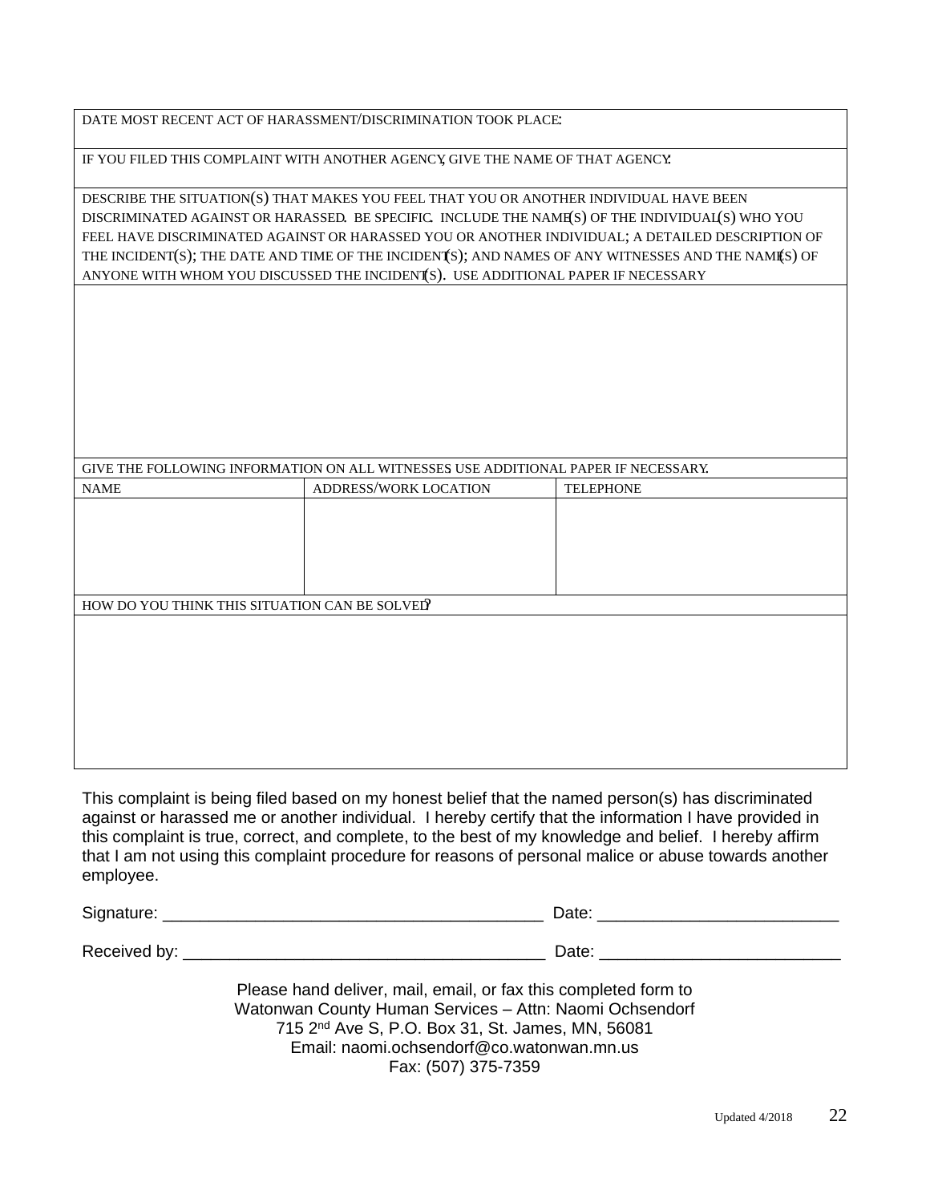| DATE MOST RECENT ACT OF HARASSMENT/DISCRIMINATION TOOK PLACE: | | |
|---|---|---|
| IF YOU FILED THIS COMPLAINT WITH ANOTHER AGENCY, GIVE THE NAME OF THAT AGENCY: | | |
| DESCRIBE THE SITUATION(S) THAT MAKES YOU FEEL THAT YOU OR ANOTHER INDIVIDUAL HAVE BEEN DISCRIMINATED AGAINST OR HARASSED. BE SPECIFIC. INCLUDE THE NAME(S) OF THE INDIVIDUAL(S) WHO YOU FEEL HAVE DISCRIMINATED AGAINST OR HARASSED YOU OR ANOTHER INDIVIDUAL; A DETAILED DESCRIPTION OF THE INCIDENT(S); THE DATE AND TIME OF THE INCIDENT(S); AND NAMES OF ANY WITNESSES AND THE NAME(S) OF ANYONE WITH WHOM YOU DISCUSSED THE INCIDENT(S). USE ADDITIONAL PAPER IF NECESSARY | | |
| | | |
| GIVE THE FOLLOWING INFORMATION ON ALL WITNESSES USE ADDITIONAL PAPER IF NECESSARY. | | |
| NAME | ADDRESS/WORK LOCATION | TELEPHONE |
| | | |
| HOW DO YOU THINK THIS SITUATION CAN BE SOLVED? | | |
| | | |

This complaint is being filed based on my honest belief that the named person(s) has discriminated against or harassed me or another individual. I hereby certify that the information I have provided in this complaint is true, correct, and complete, to the best of my knowledge and belief. I hereby affirm that I am not using this complaint procedure for reasons of personal malice or abuse towards another employee.

Signature: _________________________________________ Date: __________________________

Received by: _______________________________________ Date: __________________________

Please hand deliver, mail, email, or fax this completed form to
Watonwan County Human Services – Attn: Naomi Ochsendorf
715 2nd Ave S, P.O. Box 31, St. James, MN, 56081
Email: naomi.ochsendorf@co.watonwan.mn.us
Fax: (507) 375-7359

Updated 4/2018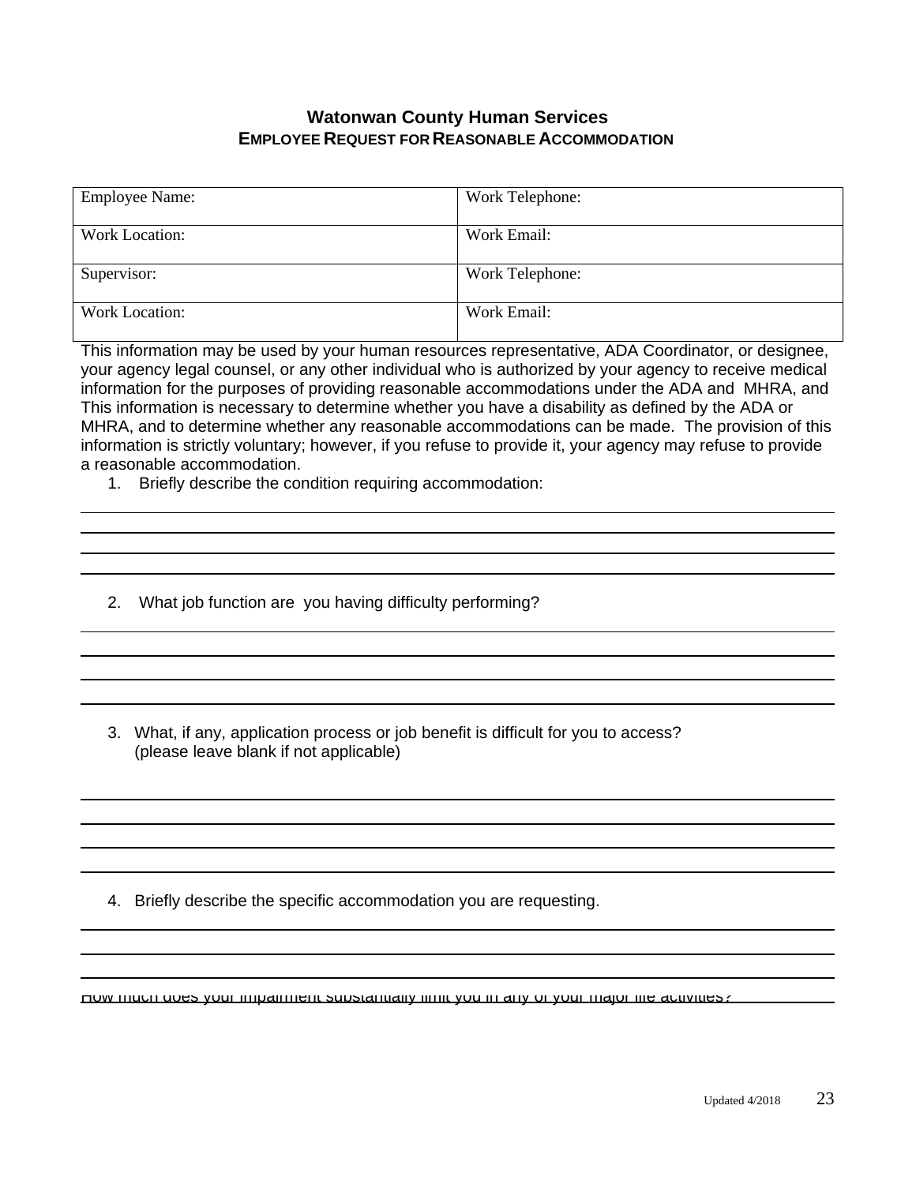# Watonwan County Human Services
## EMPLOYEE REQUEST FOR REASONABLE ACCOMMODATION

| Employee Name: | Work Telephone: |
|---|---|
| Work Location: | Work Email: |
| Supervisor: | Work Telephone: |
| Work Location: | Work Email: |

This information may be used by your human resources representative, ADA Coordinator, or designee, your agency legal counsel, or any other individual who is authorized by your agency to receive medical information for the purposes of providing reasonable accommodations under the ADA and MHRA, and This information is necessary to determine whether you have a disability as defined by the ADA or MHRA, and to determine whether any reasonable accommodations can be made. The provision of this information is strictly voluntary; however, if you refuse to provide it, your agency may refuse to provide a reasonable accommodation.

1. Briefly describe the condition requiring accommodation:

\_\_\_\_\_\_\_\_\_\_\_\_\_\_\_\_\_\_\_\_\_\_\_\_\_\_\_\_\_\_\_\_\_\_\_\_\_\_\_\_\_\_\_\_\_\_\_\_\_\_\_\_\_\_\_\_\_\_\_\_\_\_\_\_\_\_\_\_\_\_\_\_\_\_\_\_\_\_

\_\_\_\_\_\_\_\_\_\_\_\_\_\_\_\_\_\_\_\_\_\_\_\_\_\_\_\_\_\_\_\_\_\_\_\_\_\_\_\_\_\_\_\_\_\_\_\_\_\_\_\_\_\_\_\_\_\_\_\_\_\_\_\_\_\_\_\_\_\_\_\_\_\_\_\_\_\_

\_\_\_\_\_\_\_\_\_\_\_\_\_\_\_\_\_\_\_\_\_\_\_\_\_\_\_\_\_\_\_\_\_\_\_\_\_\_\_\_\_\_\_\_\_\_\_\_\_\_\_\_\_\_\_\_\_\_\_\_\_\_\_\_\_\_\_\_\_\_\_\_\_\_\_\_\_\_

\_\_\_\_\_\_\_\_\_\_\_\_\_\_\_\_\_\_\_\_\_\_\_\_\_\_\_\_\_\_\_\_\_\_\_\_\_\_\_\_\_\_\_\_\_\_\_\_\_\_\_\_\_\_\_\_\_\_\_\_\_\_\_\_\_\_\_\_\_\_\_\_\_\_\_\_\_\_

2. What job function are you having difficulty performing?

\_\_\_\_\_\_\_\_\_\_\_\_\_\_\_\_\_\_\_\_\_\_\_\_\_\_\_\_\_\_\_\_\_\_\_\_\_\_\_\_\_\_\_\_\_\_\_\_\_\_\_\_\_\_\_\_\_\_\_\_\_\_\_\_\_\_\_\_\_\_\_\_\_\_\_\_\_\_

\_\_\_\_\_\_\_\_\_\_\_\_\_\_\_\_\_\_\_\_\_\_\_\_\_\_\_\_\_\_\_\_\_\_\_\_\_\_\_\_\_\_\_\_\_\_\_\_\_\_\_\_\_\_\_\_\_\_\_\_\_\_\_\_\_\_\_\_\_\_\_\_\_\_\_\_\_\_

\_\_\_\_\_\_\_\_\_\_\_\_\_\_\_\_\_\_\_\_\_\_\_\_\_\_\_\_\_\_\_\_\_\_\_\_\_\_\_\_\_\_\_\_\_\_\_\_\_\_\_\_\_\_\_\_\_\_\_\_\_\_\_\_\_\_\_\_\_\_\_\_\_\_\_\_\_\_

\_\_\_\_\_\_\_\_\_\_\_\_\_\_\_\_\_\_\_\_\_\_\_\_\_\_\_\_\_\_\_\_\_\_\_\_\_\_\_\_\_\_\_\_\_\_\_\_\_\_\_\_\_\_\_\_\_\_\_\_\_\_\_\_\_\_\_\_\_\_\_\_\_\_\_\_\_\_

3. What, if any, application process or job benefit is difficult for you to access?
   (please leave blank if not applicable)

\_\_\_\_\_\_\_\_\_\_\_\_\_\_\_\_\_\_\_\_\_\_\_\_\_\_\_\_\_\_\_\_\_\_\_\_\_\_\_\_\_\_\_\_\_\_\_\_\_\_\_\_\_\_\_\_\_\_\_\_\_\_\_\_\_\_\_\_\_\_\_\_\_\_\_\_\_\_

\_\_\_\_\_\_\_\_\_\_\_\_\_\_\_\_\_\_\_\_\_\_\_\_\_\_\_\_\_\_\_\_\_\_\_\_\_\_\_\_\_\_\_\_\_\_\_\_\_\_\_\_\_\_\_\_\_\_\_\_\_\_\_\_\_\_\_\_\_\_\_\_\_\_\_\_\_\_

\_\_\_\_\_\_\_\_\_\_\_\_\_\_\_\_\_\_\_\_\_\_\_\_\_\_\_\_\_\_\_\_\_\_\_\_\_\_\_\_\_\_\_\_\_\_\_\_\_\_\_\_\_\_\_\_\_\_\_\_\_\_\_\_\_\_\_\_\_\_\_\_\_\_\_\_\_\_

\_\_\_\_\_\_\_\_\_\_\_\_\_\_\_\_\_\_\_\_\_\_\_\_\_\_\_\_\_\_\_\_\_\_\_\_\_\_\_\_\_\_\_\_\_\_\_\_\_\_\_\_\_\_\_\_\_\_\_\_\_\_\_\_\_\_\_\_\_\_\_\_\_\_\_\_\_\_

4. Briefly describe the specific accommodation you are requesting.

\_\_\_\_\_\_\_\_\_\_\_\_\_\_\_\_\_\_\_\_\_\_\_\_\_\_\_\_\_\_\_\_\_\_\_\_\_\_\_\_\_\_\_\_\_\_\_\_\_\_\_\_\_\_\_\_\_\_\_\_\_\_\_\_\_\_\_\_\_\_\_\_\_\_\_\_\_\_

\_\_\_\_\_\_\_\_\_\_\_\_\_\_\_\_\_\_\_\_\_\_\_\_\_\_\_\_\_\_\_\_\_\_\_\_\_\_\_\_\_\_\_\_\_\_\_\_\_\_\_\_\_\_\_\_\_\_\_\_\_\_\_\_\_\_\_\_\_\_\_\_\_\_\_\_\_\_

\_\_\_\_\_\_\_\_\_\_\_\_\_\_\_\_\_\_\_\_\_\_\_\_\_\_\_\_\_\_\_\_\_\_\_\_\_\_\_\_\_\_\_\_\_\_\_\_\_\_\_\_\_\_\_\_\_\_\_\_\_\_\_\_\_\_\_\_\_\_\_\_\_\_\_\_\_\_

How much does your impairment substantially limit you in any of your major life activities? \_\_\_\_\_\_\_\_\_\_

Updated 4/2018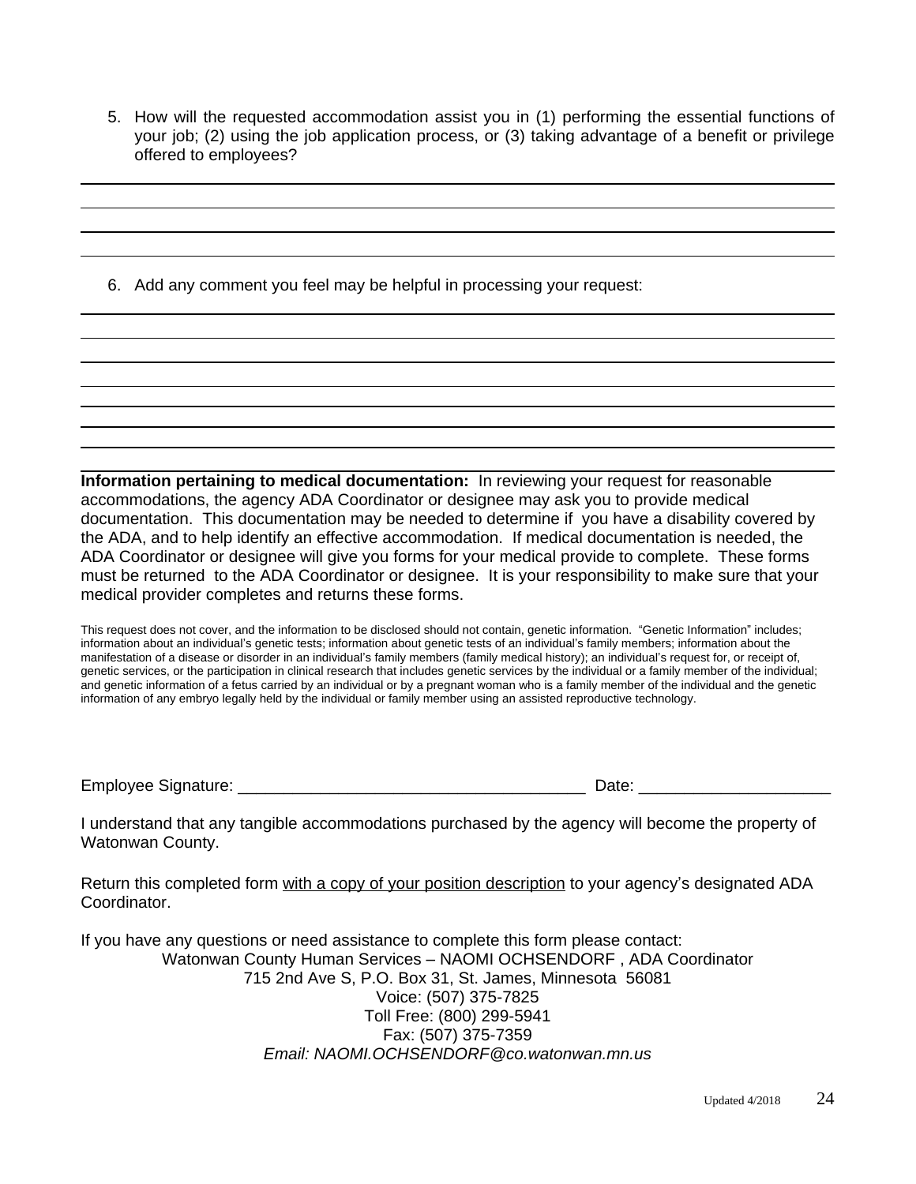5. How will the requested accommodation assist you in (1) performing the essential functions of your job; (2) using the job application process, or (3) taking advantage of a benefit or privilege offered to employees?

______________________________________________________________________________

______________________________________________________________________________

______________________________________________________________________________

______________________________________________________________________________

6. Add any comment you feel may be helpful in processing your request:

______________________________________________________________________________

______________________________________________________________________________

______________________________________________________________________________

______________________________________________________________________________

______________________________________________________________________________

______________________________________________________________________________

______________________________________________________________________________

______________________________________________________________________________

**Information pertaining to medical documentation:** In reviewing your request for reasonable accommodations, the agency ADA Coordinator or designee may ask you to provide medical documentation. This documentation may be needed to determine if you have a disability covered by the ADA, and to help identify an effective accommodation. If medical documentation is needed, the ADA Coordinator or designee will give you forms for your medical provide to complete. These forms must be returned to the ADA Coordinator or designee. It is your responsibility to make sure that your medical provider completes and returns these forms.

This request does not cover, and the information to be disclosed should not contain, genetic information. "Genetic Information" includes; information about an individual's genetic tests; information about genetic tests of an individual's family members; information about the manifestation of a disease or disorder in an individual's family members (family medical history); an individual's request for, or receipt of, genetic services, or the participation in clinical research that includes genetic services by the individual or a family member of the individual; and genetic information of a fetus carried by an individual or by a pregnant woman who is a family member of the individual and the genetic information of any embryo legally held by the individual or family member using an assisted reproductive technology.

Employee Signature: _______________________________________ Date: ____________________

I understand that any tangible accommodations purchased by the agency will become the property of Watonwan County.

Return this completed form with a copy of your position description to your agency's designated ADA Coordinator.

If you have any questions or need assistance to complete this form please contact:

Watonwan County Human Services – NAOMI OCHSENDORF , ADA Coordinator
715 2nd Ave S, P.O. Box 31, St. James, Minnesota 56081
Voice: (507) 375-7825
Toll Free: (800) 299-5941
Fax: (507) 375-7359
*Email: NAOMI.OCHSENDORF@co.watonwan.mn.us*

Updated 4/2018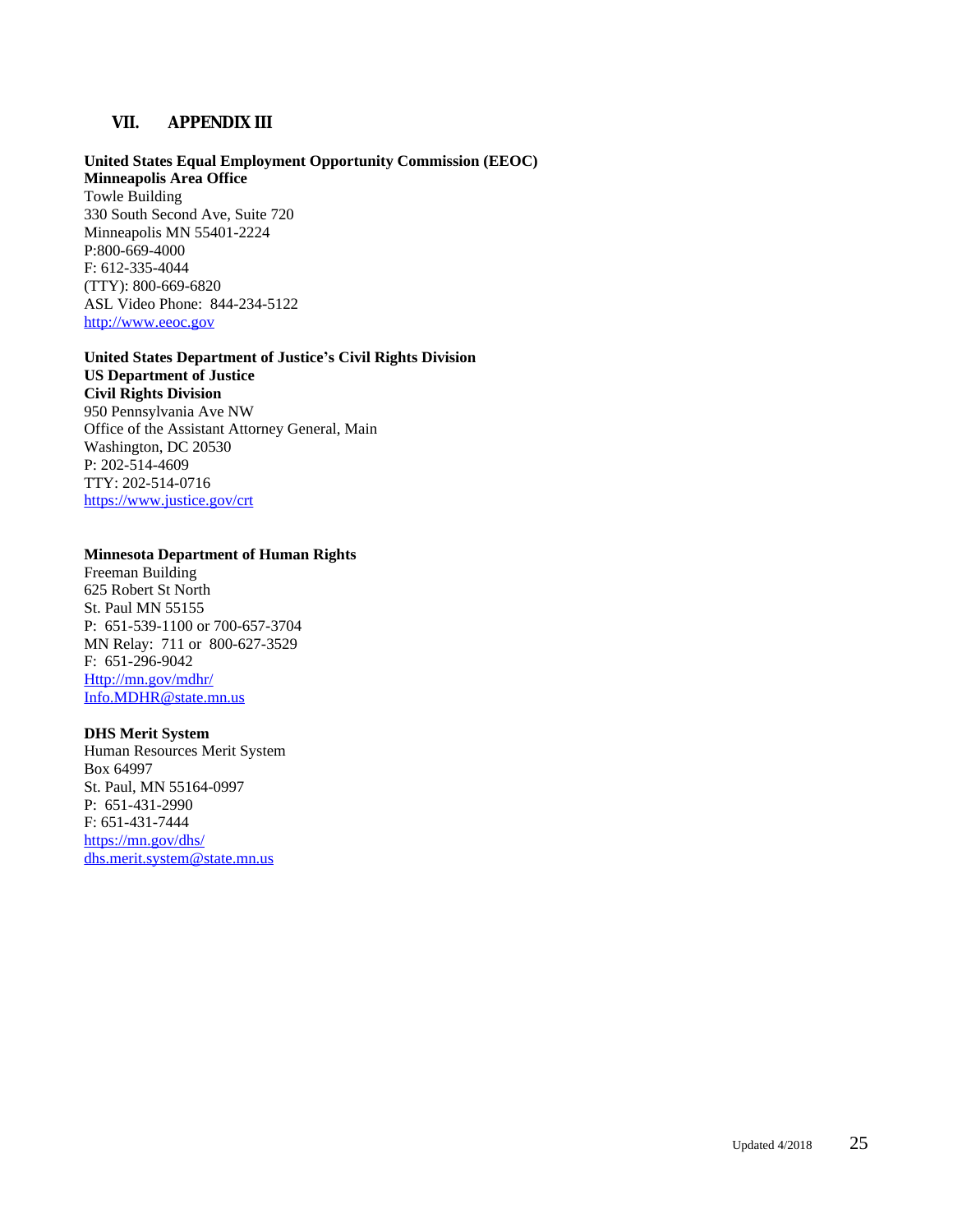# VII. APPENDIX III

**United States Equal Employment Opportunity Commission (EEOC)**
**Minneapolis Area Office**
Towle Building
330 South Second Ave, Suite 720
Minneapolis MN 55401-2224
P:800-669-4000
F: 612-335-4044
(TTY): 800-669-6820
ASL Video Phone: 844-234-5122
http://www.eeoc.gov

**United States Department of Justice's Civil Rights Division**
**US Department of Justice**
**Civil Rights Division**
950 Pennsylvania Ave NW
Office of the Assistant Attorney General, Main
Washington, DC 20530
P: 202-514-4609
TTY: 202-514-0716
https://www.justice.gov/crt

**Minnesota Department of Human Rights**
Freeman Building
625 Robert St North
St. Paul MN 55155
P: 651-539-1100 or 700-657-3704
MN Relay: 711 or 800-627-3529
F: 651-296-9042
Http://mn.gov/mdhr/
Info.MDHR@state.mn.us

**DHS Merit System**
Human Resources Merit System
Box 64997
St. Paul, MN 55164-0997
P: 651-431-2990
F: 651-431-7444
https://mn.gov/dhs/
dhs.merit.system@state.mn.us

Updated 4/2018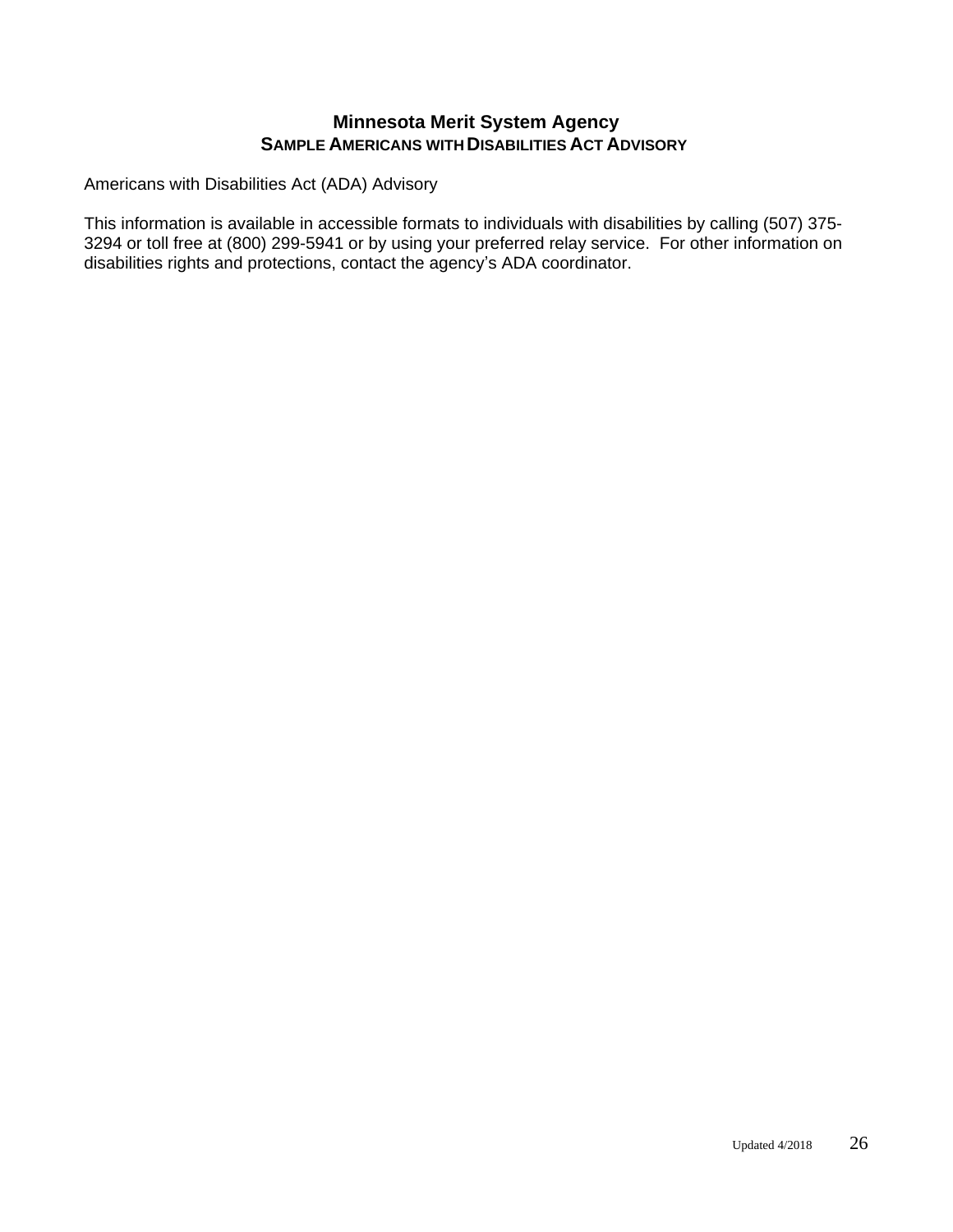# Minnesota Merit System Agency

## SAMPLE AMERICANS WITH DISABILITIES ACT ADVISORY

Americans with Disabilities Act (ADA) Advisory

This information is available in accessible formats to individuals with disabilities by calling (507) 375-3294 or toll free at (800) 299-5941 or by using your preferred relay service. For other information on disabilities rights and protections, contact the agency's ADA coordinator.